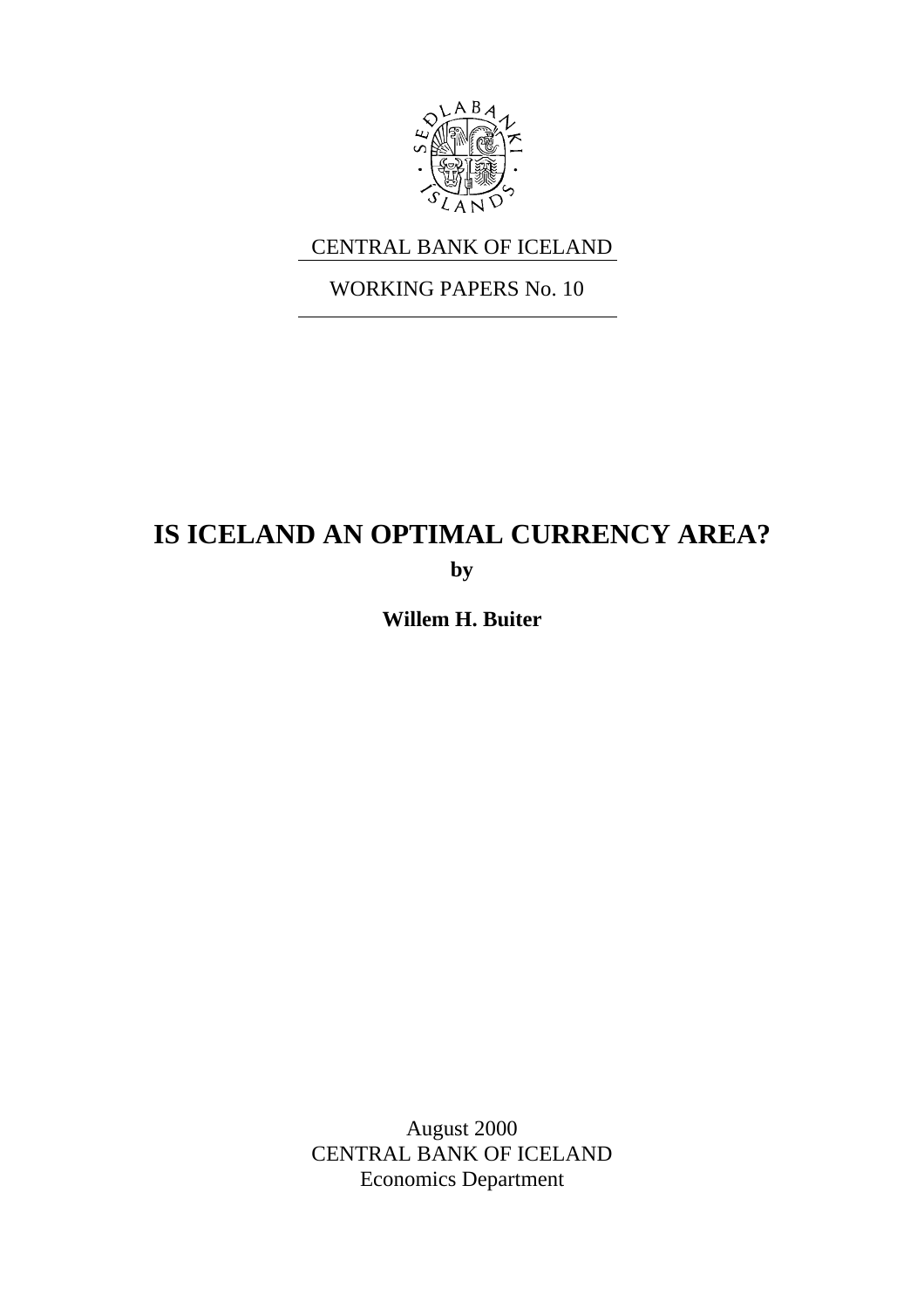CENTRAL BANK OF ICELAND

WORKING PAPERS No. 10

# IS ICELAND AN OPTIMAL CURRENCY AREA?

**by**

**Willem H. Buiter**

August 2000
CENTRAL BANK OF ICELAND
Economics Department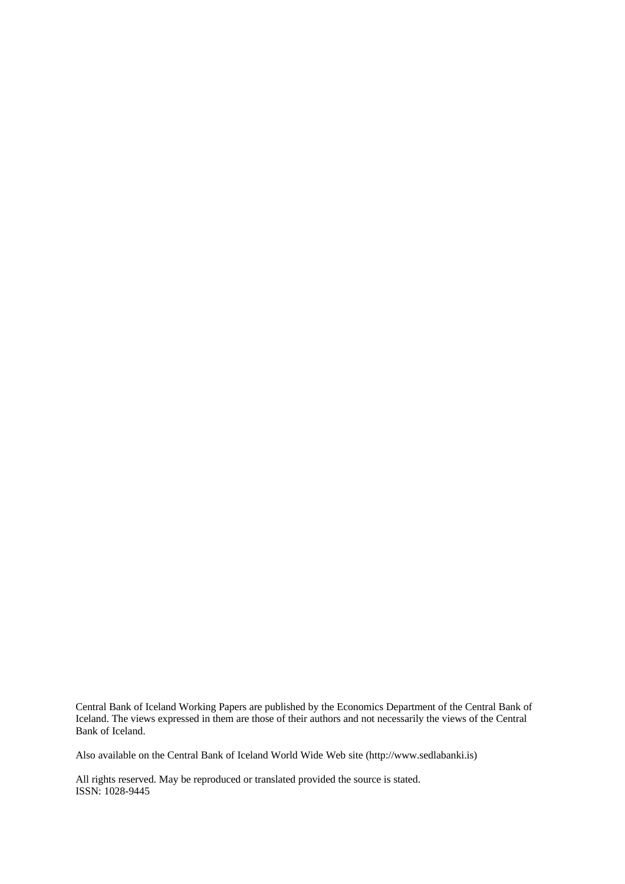Central Bank of Iceland Working Papers are published by the Economics Department of the Central Bank of Iceland. The views expressed in them are those of their authors and not necessarily the views of the Central Bank of Iceland.

Also available on the Central Bank of Iceland World Wide Web site (http://www.sedlabanki.is)

All rights reserved. May be reproduced or translated provided the source is stated.
ISSN: 1028-9445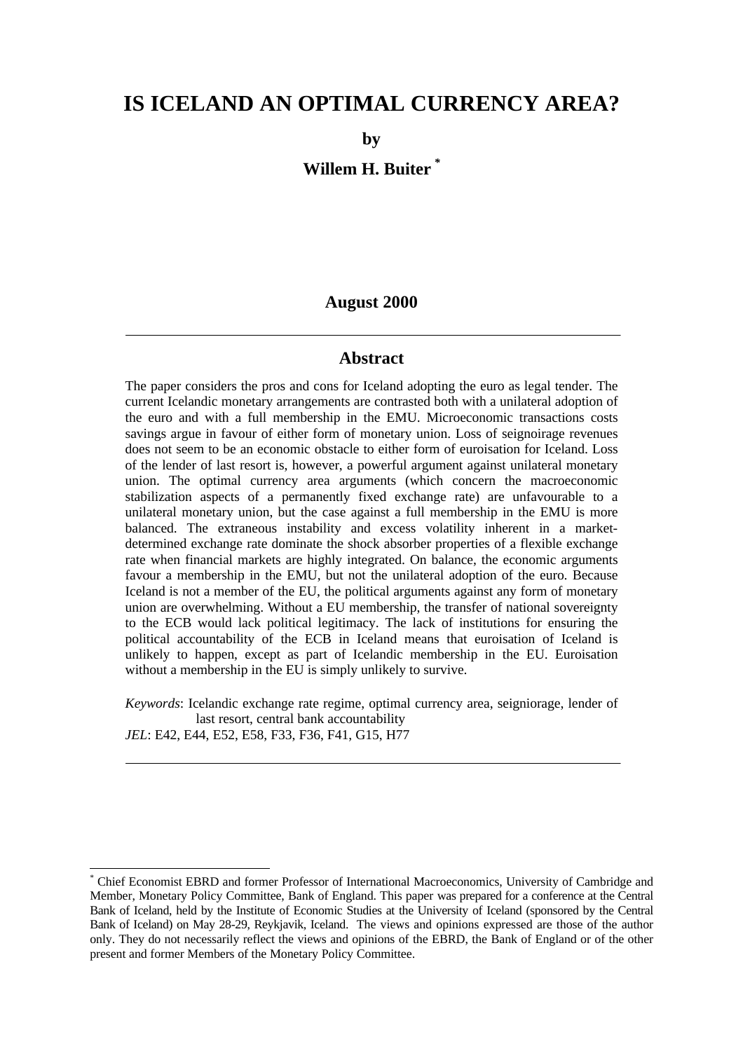# IS ICELAND AN OPTIMAL CURRENCY AREA?

**by**

**Willem H. Buiter** [*]

**August 2000**

---

## Abstract

The paper considers the pros and cons for Iceland adopting the euro as legal tender. The current Icelandic monetary arrangements are contrasted both with a unilateral adoption of the euro and with a full membership in the EMU. Microeconomic transactions costs savings argue in favour of either form of monetary union. Loss of seignoirage revenues does not seem to be an economic obstacle to either form of euroisation for Iceland. Loss of the lender of last resort is, however, a powerful argument against unilateral monetary union. The optimal currency area arguments (which concern the macroeconomic stabilization aspects of a permanently fixed exchange rate) are unfavourable to a unilateral monetary union, but the case against a full membership in the EMU is more balanced. The extraneous instability and excess volatility inherent in a market-determined exchange rate dominate the shock absorber properties of a flexible exchange rate when financial markets are highly integrated. On balance, the economic arguments favour a membership in the EMU, but not the unilateral adoption of the euro. Because Iceland is not a member of the EU, the political arguments against any form of monetary union are overwhelming. Without a EU membership, the transfer of national sovereignty to the ECB would lack political legitimacy. The lack of institutions for ensuring the political accountability of the ECB in Iceland means that euroisation of Iceland is unlikely to happen, except as part of Icelandic membership in the EU. Euroisation without a membership in the EU is simply unlikely to survive.

*Keywords*: Icelandic exchange rate regime, optimal currency area, seigniorage, lender of last resort, central bank accountability
*JEL*: E42, E44, E52, E58, F33, F36, F41, G15, H77

---

[*] Chief Economist EBRD and former Professor of International Macroeconomics, University of Cambridge and Member, Monetary Policy Committee, Bank of England. This paper was prepared for a conference at the Central Bank of Iceland, held by the Institute of Economic Studies at the University of Iceland (sponsored by the Central Bank of Iceland) on May 28-29, Reykjavik, Iceland. The views and opinions expressed are those of the author only. They do not necessarily reflect the views and opinions of the EBRD, the Bank of England or of the other present and former Members of the Monetary Policy Committee.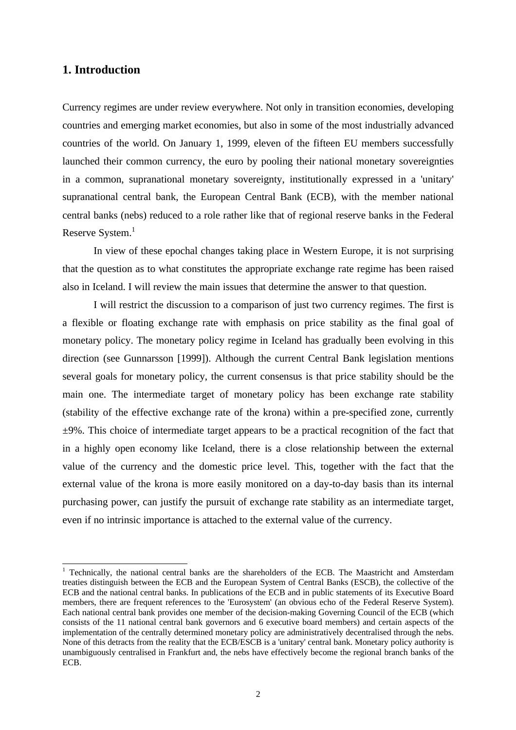## 1. Introduction

Currency regimes are under review everywhere. Not only in transition economies, developing countries and emerging market economies, but also in some of the most industrially advanced countries of the world. On January 1, 1999, eleven of the fifteen EU members successfully launched their common currency, the euro by pooling their national monetary sovereignties in a common, supranational monetary sovereignty, institutionally expressed in a 'unitary' supranational central bank, the European Central Bank (ECB), with the member national central banks (nebs) reduced to a role rather like that of regional reserve banks in the Federal Reserve System.[1]

In view of these epochal changes taking place in Western Europe, it is not surprising that the question as to what constitutes the appropriate exchange rate regime has been raised also in Iceland. I will review the main issues that determine the answer to that question.

I will restrict the discussion to a comparison of just two currency regimes. The first is a flexible or floating exchange rate with emphasis on price stability as the final goal of monetary policy. The monetary policy regime in Iceland has gradually been evolving in this direction (see Gunnarsson [1999]). Although the current Central Bank legislation mentions several goals for monetary policy, the current consensus is that price stability should be the main one. The intermediate target of monetary policy has been exchange rate stability (stability of the effective exchange rate of the krona) within a pre-specified zone, currently ±9%. This choice of intermediate target appears to be a practical recognition of the fact that in a highly open economy like Iceland, there is a close relationship between the external value of the currency and the domestic price level. This, together with the fact that the external value of the krona is more easily monitored on a day-to-day basis than its internal purchasing power, can justify the pursuit of exchange rate stability as an intermediate target, even if no intrinsic importance is attached to the external value of the currency.

[1] Technically, the national central banks are the shareholders of the ECB. The Maastricht and Amsterdam treaties distinguish between the ECB and the European System of Central Banks (ESCB), the collective of the ECB and the national central banks. In publications of the ECB and in public statements of its Executive Board members, there are frequent references to the 'Eurosystem' (an obvious echo of the Federal Reserve System). Each national central bank provides one member of the decision-making Governing Council of the ECB (which consists of the 11 national central bank governors and 6 executive board members) and certain aspects of the implementation of the centrally determined monetary policy are administratively decentralised through the nebs. None of this detracts from the reality that the ECB/ESCB is a 'unitary' central bank. Monetary policy authority is unambiguously centralised in Frankfurt and, the nebs have effectively become the regional branch banks of the ECB.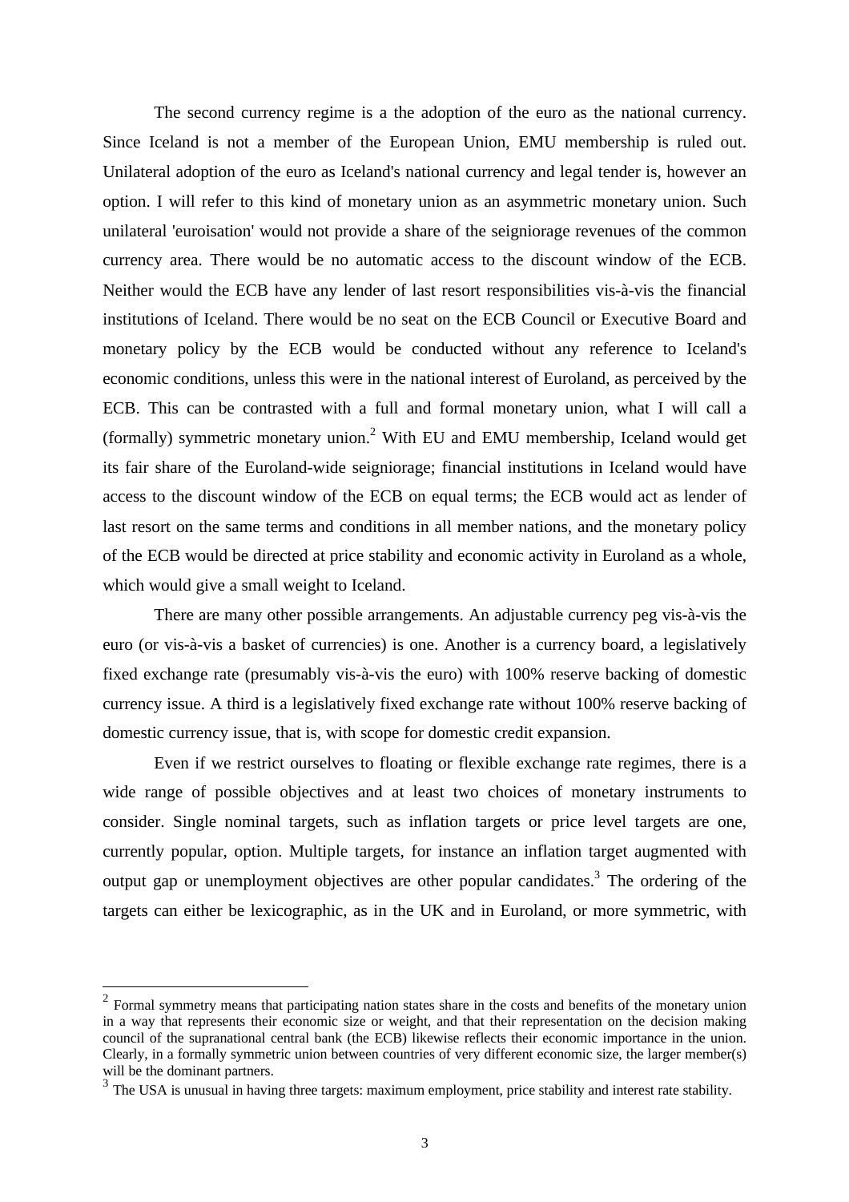The second currency regime is a the adoption of the euro as the national currency. Since Iceland is not a member of the European Union, EMU membership is ruled out. Unilateral adoption of the euro as Iceland's national currency and legal tender is, however an option. I will refer to this kind of monetary union as an asymmetric monetary union. Such unilateral 'euroisation' would not provide a share of the seigniorage revenues of the common currency area. There would be no automatic access to the discount window of the ECB. Neither would the ECB have any lender of last resort responsibilities vis-à-vis the financial institutions of Iceland. There would be no seat on the ECB Council or Executive Board and monetary policy by the ECB would be conducted without any reference to Iceland's economic conditions, unless this were in the national interest of Euroland, as perceived by the ECB. This can be contrasted with a full and formal monetary union, what I will call a (formally) symmetric monetary union.[2] With EU and EMU membership, Iceland would get its fair share of the Euroland-wide seigniorage; financial institutions in Iceland would have access to the discount window of the ECB on equal terms; the ECB would act as lender of last resort on the same terms and conditions in all member nations, and the monetary policy of the ECB would be directed at price stability and economic activity in Euroland as a whole, which would give a small weight to Iceland.

There are many other possible arrangements. An adjustable currency peg vis-à-vis the euro (or vis-à-vis a basket of currencies) is one. Another is a currency board, a legislatively fixed exchange rate (presumably vis-à-vis the euro) with 100% reserve backing of domestic currency issue. A third is a legislatively fixed exchange rate without 100% reserve backing of domestic currency issue, that is, with scope for domestic credit expansion.

Even if we restrict ourselves to floating or flexible exchange rate regimes, there is a wide range of possible objectives and at least two choices of monetary instruments to consider. Single nominal targets, such as inflation targets or price level targets are one, currently popular, option. Multiple targets, for instance an inflation target augmented with output gap or unemployment objectives are other popular candidates.[3] The ordering of the targets can either be lexicographic, as in the UK and in Euroland, or more symmetric, with

---

[2] Formal symmetry means that participating nation states share in the costs and benefits of the monetary union in a way that represents their economic size or weight, and that their representation on the decision making council of the supranational central bank (the ECB) likewise reflects their economic importance in the union. Clearly, in a formally symmetric union between countries of very different economic size, the larger member(s) will be the dominant partners.

[3] The USA is unusual in having three targets: maximum employment, price stability and interest rate stability.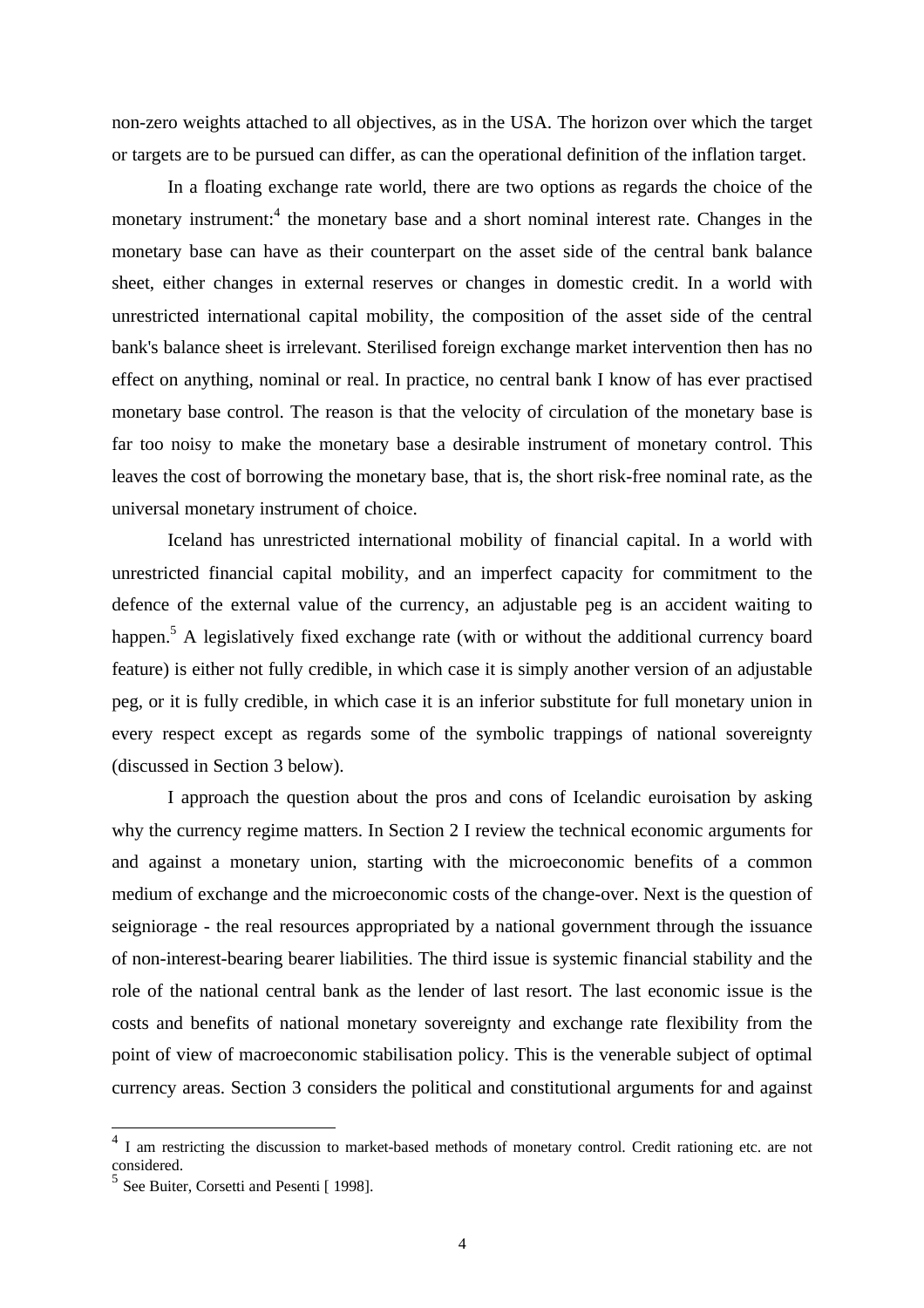non-zero weights attached to all objectives, as in the USA. The horizon over which the target or targets are to be pursued can differ, as can the operational definition of the inflation target.

In a floating exchange rate world, there are two options as regards the choice of the monetary instrument:[4] the monetary base and a short nominal interest rate. Changes in the monetary base can have as their counterpart on the asset side of the central bank balance sheet, either changes in external reserves or changes in domestic credit. In a world with unrestricted international capital mobility, the composition of the asset side of the central bank's balance sheet is irrelevant. Sterilised foreign exchange market intervention then has no effect on anything, nominal or real. In practice, no central bank I know of has ever practised monetary base control. The reason is that the velocity of circulation of the monetary base is far too noisy to make the monetary base a desirable instrument of monetary control. This leaves the cost of borrowing the monetary base, that is, the short risk-free nominal rate, as the universal monetary instrument of choice.

Iceland has unrestricted international mobility of financial capital. In a world with unrestricted financial capital mobility, and an imperfect capacity for commitment to the defence of the external value of the currency, an adjustable peg is an accident waiting to happen.[5] A legislatively fixed exchange rate (with or without the additional currency board feature) is either not fully credible, in which case it is simply another version of an adjustable peg, or it is fully credible, in which case it is an inferior substitute for full monetary union in every respect except as regards some of the symbolic trappings of national sovereignty (discussed in Section 3 below).

I approach the question about the pros and cons of Icelandic euroisation by asking why the currency regime matters. In Section 2 I review the technical economic arguments for and against a monetary union, starting with the microeconomic benefits of a common medium of exchange and the microeconomic costs of the change-over. Next is the question of seigniorage - the real resources appropriated by a national government through the issuance of non-interest-bearing bearer liabilities. The third issue is systemic financial stability and the role of the national central bank as the lender of last resort. The last economic issue is the costs and benefits of national monetary sovereignty and exchange rate flexibility from the point of view of macroeconomic stabilisation policy. This is the venerable subject of optimal currency areas. Section 3 considers the political and constitutional arguments for and against

---

[4] I am restricting the discussion to market-based methods of monetary control. Credit rationing etc. are not considered.

[5] See Buiter, Corsetti and Pesenti [ 1998].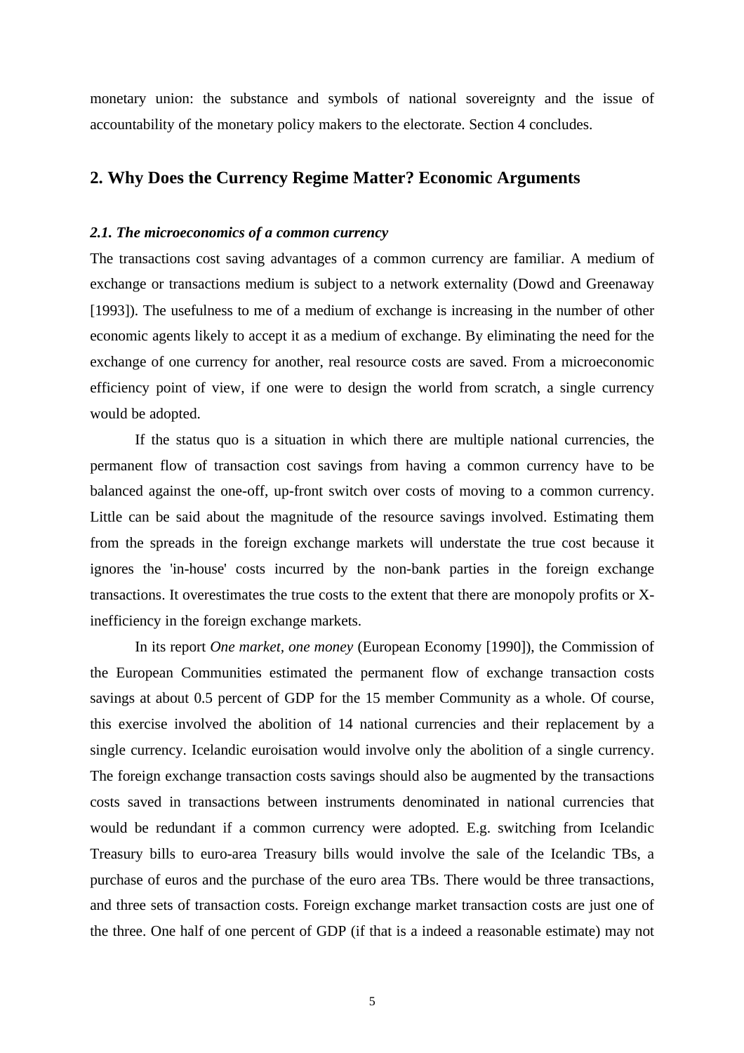monetary union: the substance and symbols of national sovereignty and the issue of accountability of the monetary policy makers to the electorate. Section 4 concludes.

## 2. Why Does the Currency Regime Matter? Economic Arguments

### *2.1. The microeconomics of a common currency*

The transactions cost saving advantages of a common currency are familiar. A medium of exchange or transactions medium is subject to a network externality (Dowd and Greenaway [1993]). The usefulness to me of a medium of exchange is increasing in the number of other economic agents likely to accept it as a medium of exchange. By eliminating the need for the exchange of one currency for another, real resource costs are saved. From a microeconomic efficiency point of view, if one were to design the world from scratch, a single currency would be adopted.

If the status quo is a situation in which there are multiple national currencies, the permanent flow of transaction cost savings from having a common currency have to be balanced against the one-off, up-front switch over costs of moving to a common currency. Little can be said about the magnitude of the resource savings involved. Estimating them from the spreads in the foreign exchange markets will understate the true cost because it ignores the 'in-house' costs incurred by the non-bank parties in the foreign exchange transactions. It overestimates the true costs to the extent that there are monopoly profits or X-inefficiency in the foreign exchange markets.

In its report *One market, one money* (European Economy [1990]), the Commission of the European Communities estimated the permanent flow of exchange transaction costs savings at about 0.5 percent of GDP for the 15 member Community as a whole. Of course, this exercise involved the abolition of 14 national currencies and their replacement by a single currency. Icelandic euroisation would involve only the abolition of a single currency. The foreign exchange transaction costs savings should also be augmented by the transactions costs saved in transactions between instruments denominated in national currencies that would be redundant if a common currency were adopted. E.g. switching from Icelandic Treasury bills to euro-area Treasury bills would involve the sale of the Icelandic TBs, a purchase of euros and the purchase of the euro area TBs. There would be three transactions, and three sets of transaction costs. Foreign exchange market transaction costs are just one of the three. One half of one percent of GDP (if that is a indeed a reasonable estimate) may not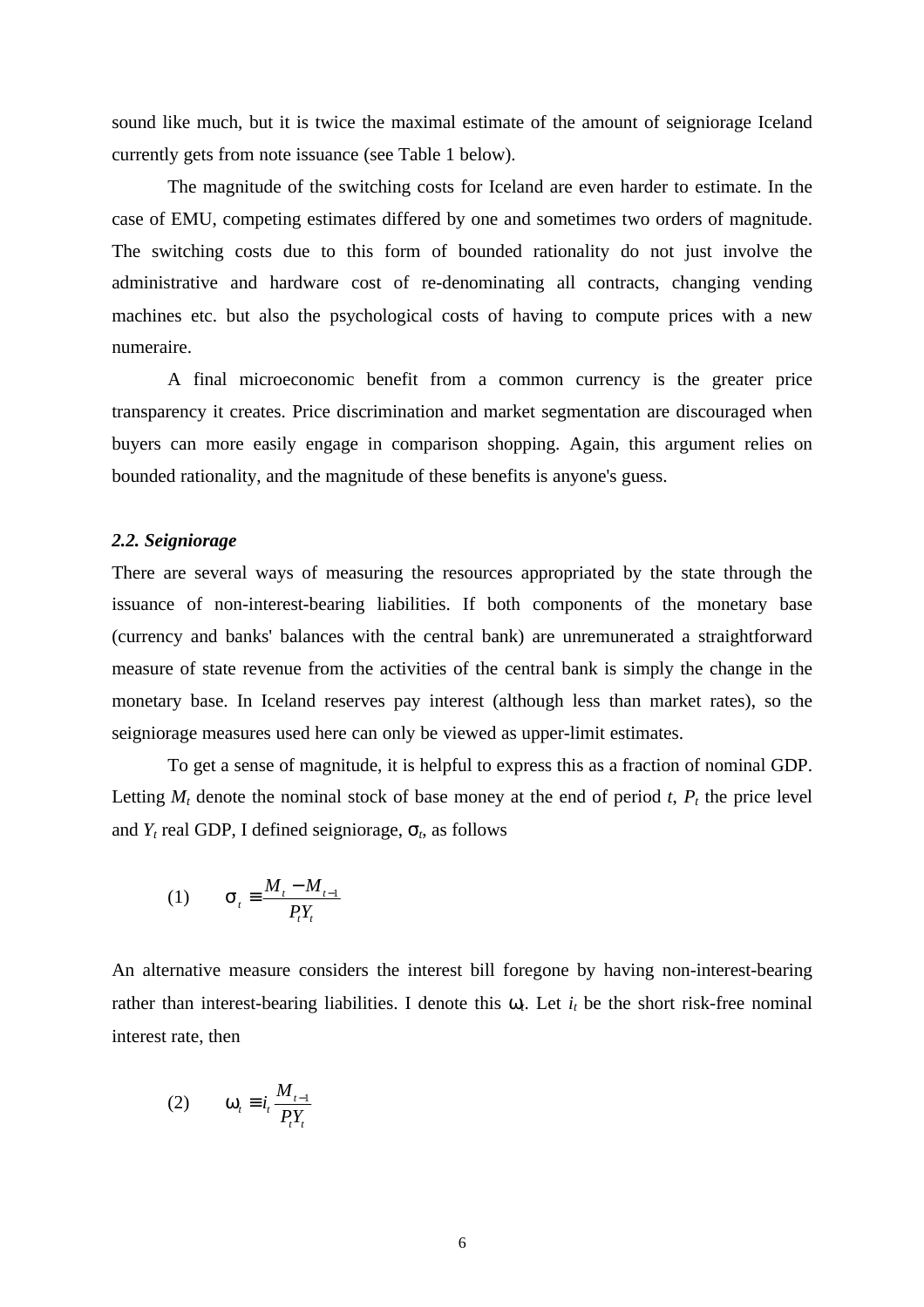sound like much, but it is twice the maximal estimate of the amount of seigniorage Iceland currently gets from note issuance (see Table 1 below).

The magnitude of the switching costs for Iceland are even harder to estimate. In the case of EMU, competing estimates differed by one and sometimes two orders of magnitude. The switching costs due to this form of bounded rationality do not just involve the administrative and hardware cost of re-denominating all contracts, changing vending machines etc. but also the psychological costs of having to compute prices with a new numeraire.

A final microeconomic benefit from a common currency is the greater price transparency it creates. Price discrimination and market segmentation are discouraged when buyers can more easily engage in comparison shopping. Again, this argument relies on bounded rationality, and the magnitude of these benefits is anyone's guess.

### *2.2. Seigniorage*

There are several ways of measuring the resources appropriated by the state through the issuance of non-interest-bearing liabilities. If both components of the monetary base (currency and banks' balances with the central bank) are unremunerated a straightforward measure of state revenue from the activities of the central bank is simply the change in the monetary base. In Iceland reserves pay interest (although less than market rates), so the seigniorage measures used here can only be viewed as upper-limit estimates.

To get a sense of magnitude, it is helpful to express this as a fraction of nominal GDP. Letting $M_t$ denote the nominal stock of base money at the end of period $t$, $P_t$ the price level and $Y_t$ real GDP, I defined seigniorage, $\sigma_t$, as follows

$$(1) \qquad \sigma_t \equiv \frac{M_t - M_{t-1}}{P_t Y_t}$$

An alternative measure considers the interest bill foregone by having non-interest-bearing rather than interest-bearing liabilities. I denote this $\omega_t$. Let $i_t$ be the short risk-free nominal interest rate, then

$$(2) \qquad \omega_t \equiv i_t \frac{M_{t-1}}{P_t Y_t}$$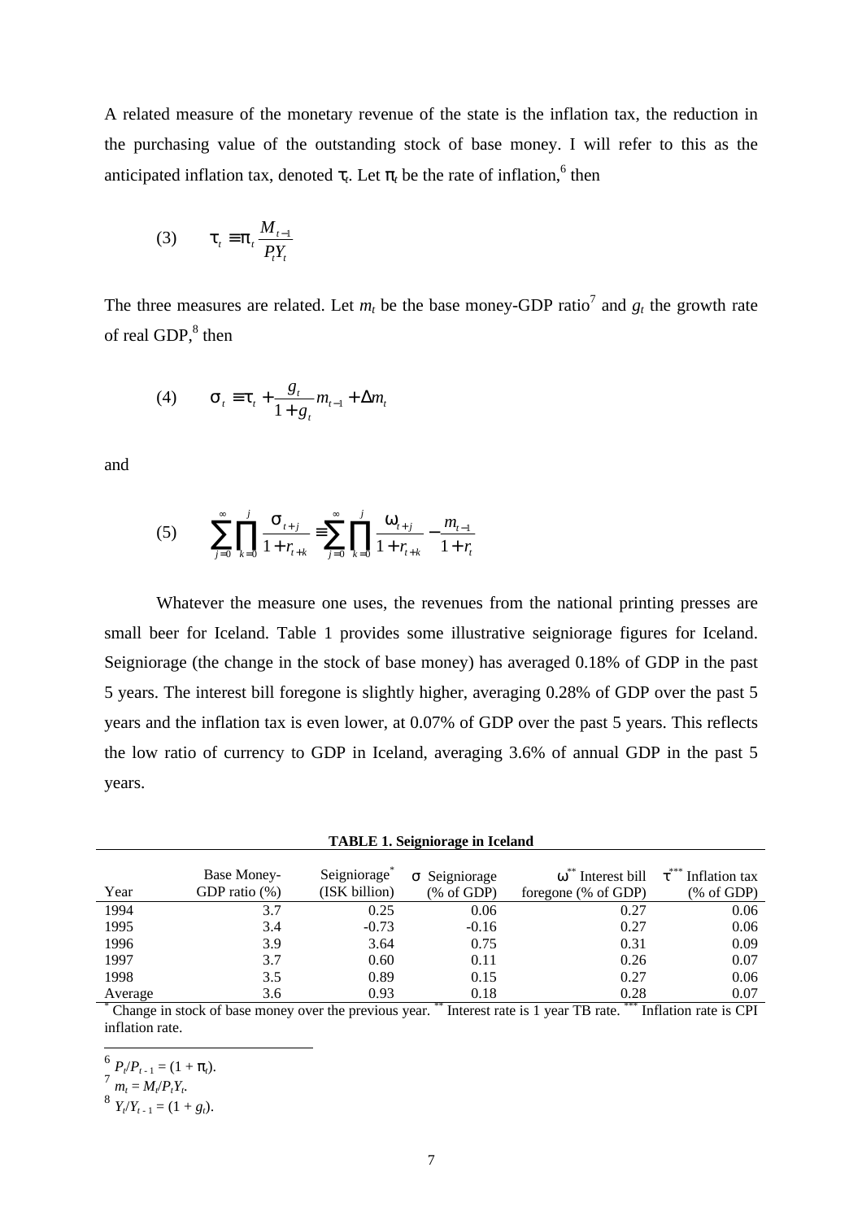A related measure of the monetary revenue of the state is the inflation tax, the reduction in the purchasing value of the outstanding stock of base money. I will refer to this as the anticipated inflation tax, denoted $\tau_t$. Let $\pi_t$ be the rate of inflation,[6] then

$$(3) \qquad \tau_t \equiv \pi_t \frac{M_{t-1}}{P_t Y_t}$$

The three measures are related. Let $m_t$ be the base money-GDP ratio[7] and $g_t$ the growth rate of real GDP,[8] then

$$(4) \qquad \sigma_t \equiv \tau_t + \frac{g_t}{1+g_t} m_{t-1} + \Delta m_t$$

and

$$(5) \qquad \sum_{j=0}^{\infty} \prod_{k=0}^{j} \frac{\sigma_{t+j}}{1+r_{t+k}} \equiv \sum_{j=0}^{\infty} \prod_{k=0}^{j} \frac{\omega_{t+j}}{1+r_{t+k}} - \frac{m_{t-1}}{1+r_t}$$

Whatever the measure one uses, the revenues from the national printing presses are small beer for Iceland. Table 1 provides some illustrative seigniorage figures for Iceland. Seigniorage (the change in the stock of base money) has averaged 0.18% of GDP in the past 5 years. The interest bill foregone is slightly higher, averaging 0.28% of GDP over the past 5 years and the inflation tax is even lower, at 0.07% of GDP over the past 5 years. This reflects the low ratio of currency to GDP in Iceland, averaging 3.6% of annual GDP in the past 5 years.

**TABLE 1. Seigniorage in Iceland**

| Year | Base Money-GDP ratio (%) | Seigniorage* (ISK billion) | $\sigma$ Seigniorage (% of GDP) | $\omega$** Interest bill foregone (% of GDP) | $\tau$*** Inflation tax (% of GDP) |
|---|---|---|---|---|---|
| 1994 | 3.7 | 0.25 | 0.06 | 0.27 | 0.06 |
| 1995 | 3.4 | -0.73 | -0.16 | 0.27 | 0.06 |
| 1996 | 3.9 | 3.64 | 0.75 | 0.31 | 0.09 |
| 1997 | 3.7 | 0.60 | 0.11 | 0.26 | 0.07 |
| 1998 | 3.5 | 0.89 | 0.15 | 0.27 | 0.06 |
| Average | 3.6 | 0.93 | 0.18 | 0.28 | 0.07 |

\* Change in stock of base money over the previous year. ** Interest rate is 1 year TB rate. *** Inflation rate is CPI inflation rate.

---

[6] $P_t/P_{t-1} = (1 + \pi_t)$.

[7] $m_t = M_t/P_tY_t$.

[8] $Y_t/Y_{t-1} = (1 + g_t)$.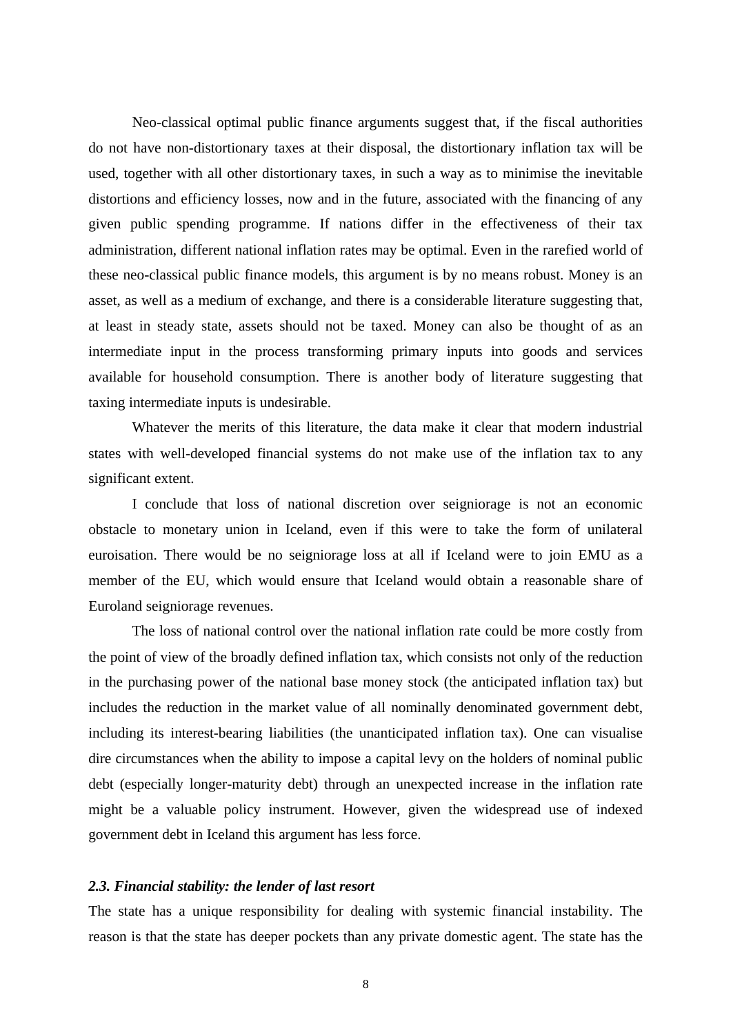Neo-classical optimal public finance arguments suggest that, if the fiscal authorities do not have non-distortionary taxes at their disposal, the distortionary inflation tax will be used, together with all other distortionary taxes, in such a way as to minimise the inevitable distortions and efficiency losses, now and in the future, associated with the financing of any given public spending programme. If nations differ in the effectiveness of their tax administration, different national inflation rates may be optimal. Even in the rarefied world of these neo-classical public finance models, this argument is by no means robust. Money is an asset, as well as a medium of exchange, and there is a considerable literature suggesting that, at least in steady state, assets should not be taxed. Money can also be thought of as an intermediate input in the process transforming primary inputs into goods and services available for household consumption. There is another body of literature suggesting that taxing intermediate inputs is undesirable.

Whatever the merits of this literature, the data make it clear that modern industrial states with well-developed financial systems do not make use of the inflation tax to any significant extent.

I conclude that loss of national discretion over seigniorage is not an economic obstacle to monetary union in Iceland, even if this were to take the form of unilateral euroisation. There would be no seigniorage loss at all if Iceland were to join EMU as a member of the EU, which would ensure that Iceland would obtain a reasonable share of Euroland seigniorage revenues.

The loss of national control over the national inflation rate could be more costly from the point of view of the broadly defined inflation tax, which consists not only of the reduction in the purchasing power of the national base money stock (the anticipated inflation tax) but includes the reduction in the market value of all nominally denominated government debt, including its interest-bearing liabilities (the unanticipated inflation tax). One can visualise dire circumstances when the ability to impose a capital levy on the holders of nominal public debt (especially longer-maturity debt) through an unexpected increase in the inflation rate might be a valuable policy instrument. However, given the widespread use of indexed government debt in Iceland this argument has less force.

### *2.3. Financial stability: the lender of last resort*

The state has a unique responsibility for dealing with systemic financial instability. The reason is that the state has deeper pockets than any private domestic agent. The state has the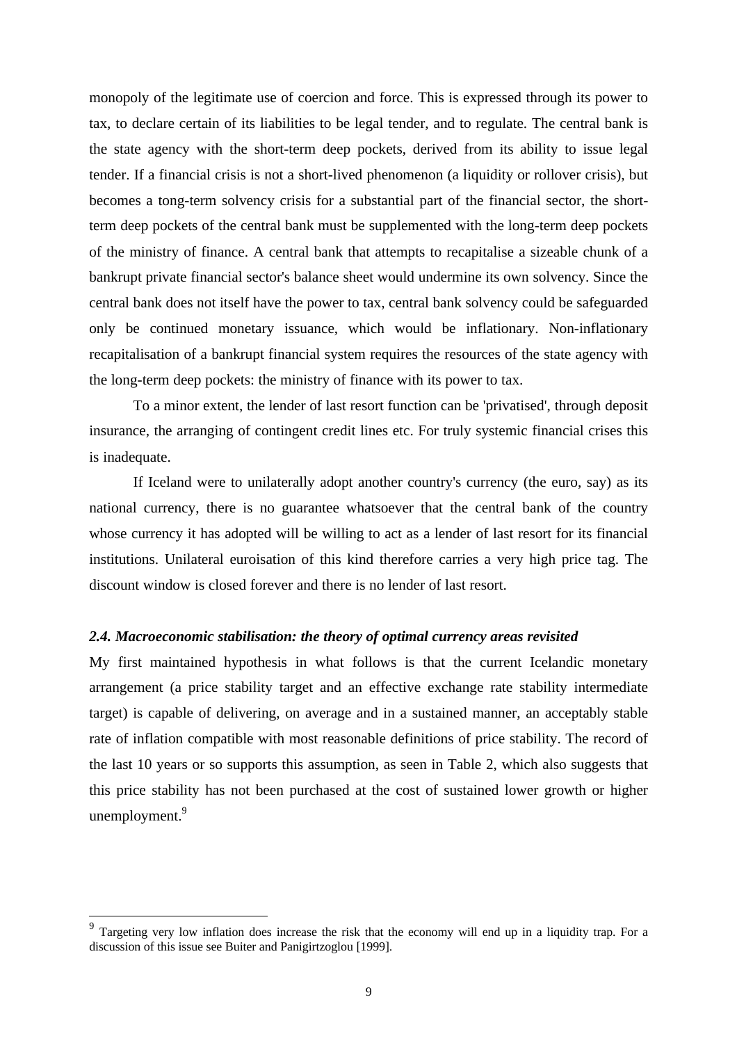monopoly of the legitimate use of coercion and force. This is expressed through its power to tax, to declare certain of its liabilities to be legal tender, and to regulate. The central bank is the state agency with the short-term deep pockets, derived from its ability to issue legal tender. If a financial crisis is not a short-lived phenomenon (a liquidity or rollover crisis), but becomes a tong-term solvency crisis for a substantial part of the financial sector, the short-term deep pockets of the central bank must be supplemented with the long-term deep pockets of the ministry of finance. A central bank that attempts to recapitalise a sizeable chunk of a bankrupt private financial sector's balance sheet would undermine its own solvency. Since the central bank does not itself have the power to tax, central bank solvency could be safeguarded only be continued monetary issuance, which would be inflationary. Non-inflationary recapitalisation of a bankrupt financial system requires the resources of the state agency with the long-term deep pockets: the ministry of finance with its power to tax.

To a minor extent, the lender of last resort function can be 'privatised', through deposit insurance, the arranging of contingent credit lines etc. For truly systemic financial crises this is inadequate.

If Iceland were to unilaterally adopt another country's currency (the euro, say) as its national currency, there is no guarantee whatsoever that the central bank of the country whose currency it has adopted will be willing to act as a lender of last resort for its financial institutions. Unilateral euroisation of this kind therefore carries a very high price tag. The discount window is closed forever and there is no lender of last resort.

### *2.4. Macroeconomic stabilisation: the theory of optimal currency areas revisited*

My first maintained hypothesis in what follows is that the current Icelandic monetary arrangement (a price stability target and an effective exchange rate stability intermediate target) is capable of delivering, on average and in a sustained manner, an acceptably stable rate of inflation compatible with most reasonable definitions of price stability. The record of the last 10 years or so supports this assumption, as seen in Table 2, which also suggests that this price stability has not been purchased at the cost of sustained lower growth or higher unemployment.[9]

[9] Targeting very low inflation does increase the risk that the economy will end up in a liquidity trap. For a discussion of this issue see Buiter and Panigirtzoglou [1999].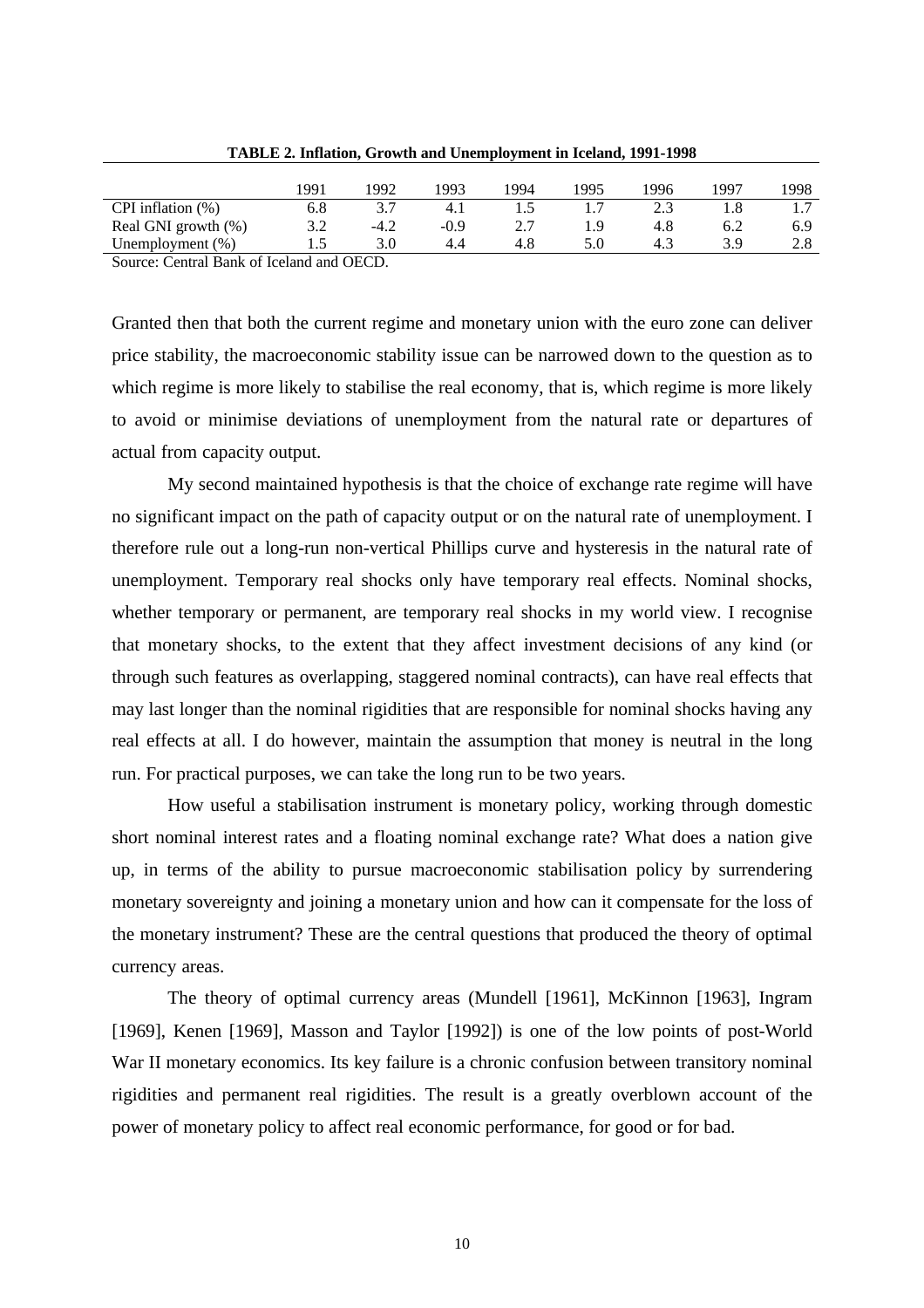**TABLE 2. Inflation, Growth and Unemployment in Iceland, 1991-1998**

| | 1991 | 1992 | 1993 | 1994 | 1995 | 1996 | 1997 | 1998 |
|---|---|---|---|---|---|---|---|---|
| CPI inflation (%) | 6.8 | 3.7 | 4.1 | 1.5 | 1.7 | 2.3 | 1.8 | 1.7 |
| Real GNI growth (%) | 3.2 | -4.2 | -0.9 | 2.7 | 1.9 | 4.8 | 6.2 | 6.9 |
| Unemployment (%) | 1.5 | 3.0 | 4.4 | 4.8 | 5.0 | 4.3 | 3.9 | 2.8 |

Source: Central Bank of Iceland and OECD.

Granted then that both the current regime and monetary union with the euro zone can deliver price stability, the macroeconomic stability issue can be narrowed down to the question as to which regime is more likely to stabilise the real economy, that is, which regime is more likely to avoid or minimise deviations of unemployment from the natural rate or departures of actual from capacity output.

My second maintained hypothesis is that the choice of exchange rate regime will have no significant impact on the path of capacity output or on the natural rate of unemployment. I therefore rule out a long-run non-vertical Phillips curve and hysteresis in the natural rate of unemployment. Temporary real shocks only have temporary real effects. Nominal shocks, whether temporary or permanent, are temporary real shocks in my world view. I recognise that monetary shocks, to the extent that they affect investment decisions of any kind (or through such features as overlapping, staggered nominal contracts), can have real effects that may last longer than the nominal rigidities that are responsible for nominal shocks having any real effects at all. I do however, maintain the assumption that money is neutral in the long run. For practical purposes, we can take the long run to be two years.

How useful a stabilisation instrument is monetary policy, working through domestic short nominal interest rates and a floating nominal exchange rate? What does a nation give up, in terms of the ability to pursue macroeconomic stabilisation policy by surrendering monetary sovereignty and joining a monetary union and how can it compensate for the loss of the monetary instrument? These are the central questions that produced the theory of optimal currency areas.

The theory of optimal currency areas (Mundell [1961], McKinnon [1963], Ingram [1969], Kenen [1969], Masson and Taylor [1992]) is one of the low points of post-World War II monetary economics. Its key failure is a chronic confusion between transitory nominal rigidities and permanent real rigidities. The result is a greatly overblown account of the power of monetary policy to affect real economic performance, for good or for bad.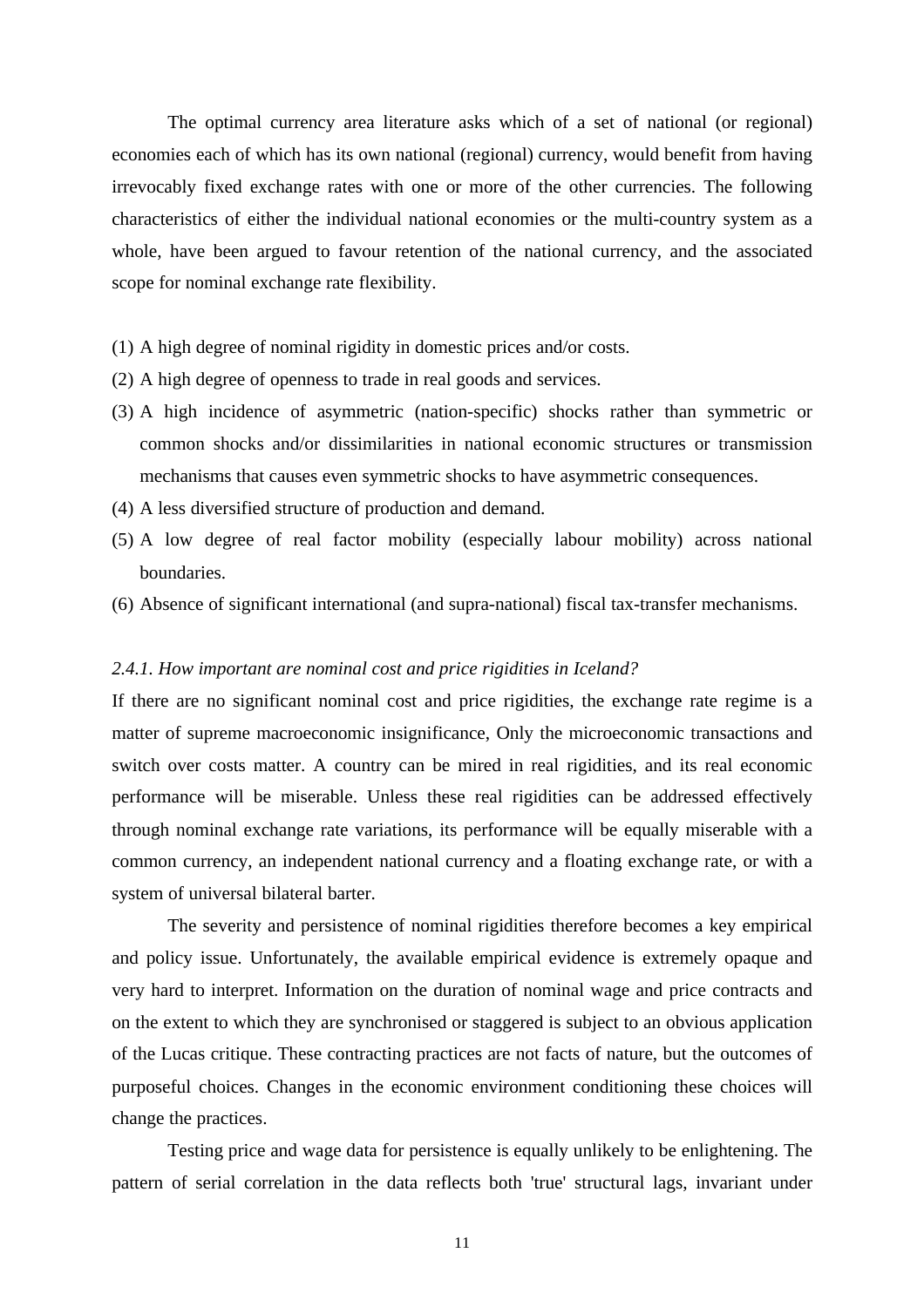The optimal currency area literature asks which of a set of national (or regional) economies each of which has its own national (regional) currency, would benefit from having irrevocably fixed exchange rates with one or more of the other currencies. The following characteristics of either the individual national economies or the multi-country system as a whole, have been argued to favour retention of the national currency, and the associated scope for nominal exchange rate flexibility.

(1) A high degree of nominal rigidity in domestic prices and/or costs.
(2) A high degree of openness to trade in real goods and services.
(3) A high incidence of asymmetric (nation-specific) shocks rather than symmetric or common shocks and/or dissimilarities in national economic structures or transmission mechanisms that causes even symmetric shocks to have asymmetric consequences.
(4) A less diversified structure of production and demand.
(5) A low degree of real factor mobility (especially labour mobility) across national boundaries.
(6) Absence of significant international (and supra-national) fiscal tax-transfer mechanisms.

*2.4.1. How important are nominal cost and price rigidities in Iceland?*

If there are no significant nominal cost and price rigidities, the exchange rate regime is a matter of supreme macroeconomic insignificance, Only the microeconomic transactions and switch over costs matter. A country can be mired in real rigidities, and its real economic performance will be miserable. Unless these real rigidities can be addressed effectively through nominal exchange rate variations, its performance will be equally miserable with a common currency, an independent national currency and a floating exchange rate, or with a system of universal bilateral barter.

The severity and persistence of nominal rigidities therefore becomes a key empirical and policy issue. Unfortunately, the available empirical evidence is extremely opaque and very hard to interpret. Information on the duration of nominal wage and price contracts and on the extent to which they are synchronised or staggered is subject to an obvious application of the Lucas critique. These contracting practices are not facts of nature, but the outcomes of purposeful choices. Changes in the economic environment conditioning these choices will change the practices.

Testing price and wage data for persistence is equally unlikely to be enlightening. The pattern of serial correlation in the data reflects both 'true' structural lags, invariant under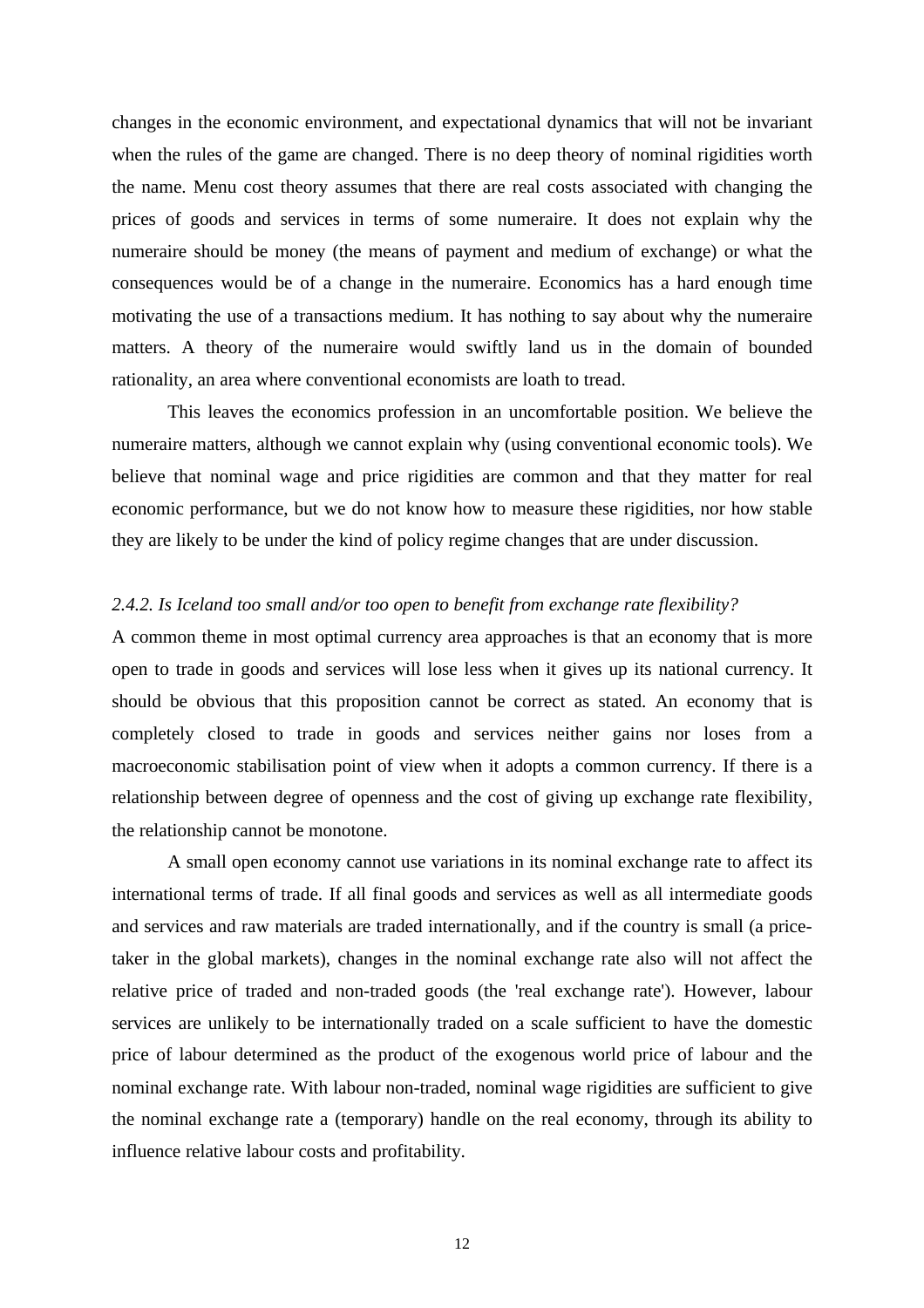changes in the economic environment, and expectational dynamics that will not be invariant when the rules of the game are changed. There is no deep theory of nominal rigidities worth the name. Menu cost theory assumes that there are real costs associated with changing the prices of goods and services in terms of some numeraire. It does not explain why the numeraire should be money (the means of payment and medium of exchange) or what the consequences would be of a change in the numeraire. Economics has a hard enough time motivating the use of a transactions medium. It has nothing to say about why the numeraire matters. A theory of the numeraire would swiftly land us in the domain of bounded rationality, an area where conventional economists are loath to tread.

This leaves the economics profession in an uncomfortable position. We believe the numeraire matters, although we cannot explain why (using conventional economic tools). We believe that nominal wage and price rigidities are common and that they matter for real economic performance, but we do not know how to measure these rigidities, nor how stable they are likely to be under the kind of policy regime changes that are under discussion.

### *2.4.2. Is Iceland too small and/or too open to benefit from exchange rate flexibility?*

A common theme in most optimal currency area approaches is that an economy that is more open to trade in goods and services will lose less when it gives up its national currency. It should be obvious that this proposition cannot be correct as stated. An economy that is completely closed to trade in goods and services neither gains nor loses from a macroeconomic stabilisation point of view when it adopts a common currency. If there is a relationship between degree of openness and the cost of giving up exchange rate flexibility, the relationship cannot be monotone.

A small open economy cannot use variations in its nominal exchange rate to affect its international terms of trade. If all final goods and services as well as all intermediate goods and services and raw materials are traded internationally, and if the country is small (a price-taker in the global markets), changes in the nominal exchange rate also will not affect the relative price of traded and non-traded goods (the 'real exchange rate'). However, labour services are unlikely to be internationally traded on a scale sufficient to have the domestic price of labour determined as the product of the exogenous world price of labour and the nominal exchange rate. With labour non-traded, nominal wage rigidities are sufficient to give the nominal exchange rate a (temporary) handle on the real economy, through its ability to influence relative labour costs and profitability.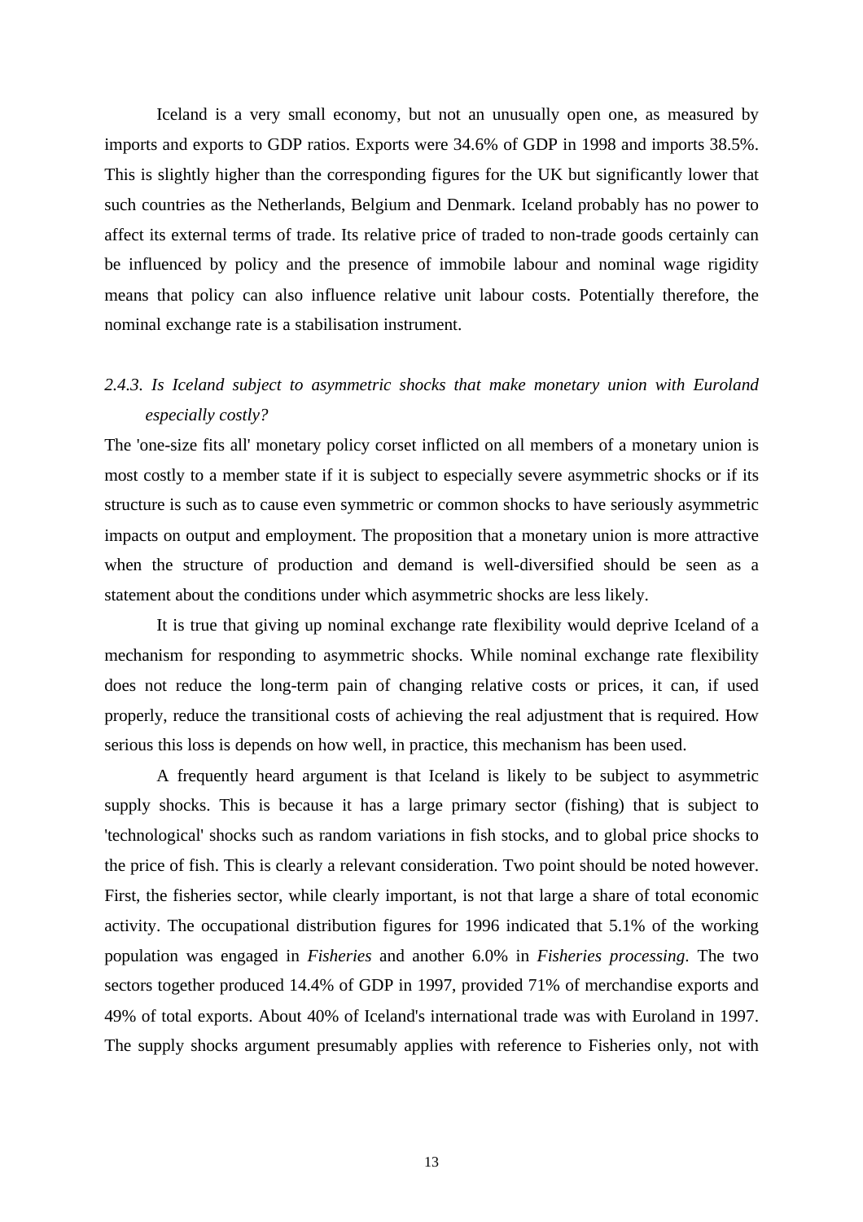Iceland is a very small economy, but not an unusually open one, as measured by imports and exports to GDP ratios. Exports were 34.6% of GDP in 1998 and imports 38.5%. This is slightly higher than the corresponding figures for the UK but significantly lower that such countries as the Netherlands, Belgium and Denmark. Iceland probably has no power to affect its external terms of trade. Its relative price of traded to non-trade goods certainly can be influenced by policy and the presence of immobile labour and nominal wage rigidity means that policy can also influence relative unit labour costs. Potentially therefore, the nominal exchange rate is a stabilisation instrument.

### *2.4.3. Is Iceland subject to asymmetric shocks that make monetary union with Euroland especially costly?*

The 'one-size fits all' monetary policy corset inflicted on all members of a monetary union is most costly to a member state if it is subject to especially severe asymmetric shocks or if its structure is such as to cause even symmetric or common shocks to have seriously asymmetric impacts on output and employment. The proposition that a monetary union is more attractive when the structure of production and demand is well-diversified should be seen as a statement about the conditions under which asymmetric shocks are less likely.

It is true that giving up nominal exchange rate flexibility would deprive Iceland of a mechanism for responding to asymmetric shocks. While nominal exchange rate flexibility does not reduce the long-term pain of changing relative costs or prices, it can, if used properly, reduce the transitional costs of achieving the real adjustment that is required. How serious this loss is depends on how well, in practice, this mechanism has been used.

A frequently heard argument is that Iceland is likely to be subject to asymmetric supply shocks. This is because it has a large primary sector (fishing) that is subject to 'technological' shocks such as random variations in fish stocks, and to global price shocks to the price of fish. This is clearly a relevant consideration. Two point should be noted however. First, the fisheries sector, while clearly important, is not that large a share of total economic activity. The occupational distribution figures for 1996 indicated that 5.1% of the working population was engaged in *Fisheries* and another 6.0% in *Fisheries processing*. The two sectors together produced 14.4% of GDP in 1997, provided 71% of merchandise exports and 49% of total exports. About 40% of Iceland's international trade was with Euroland in 1997. The supply shocks argument presumably applies with reference to Fisheries only, not with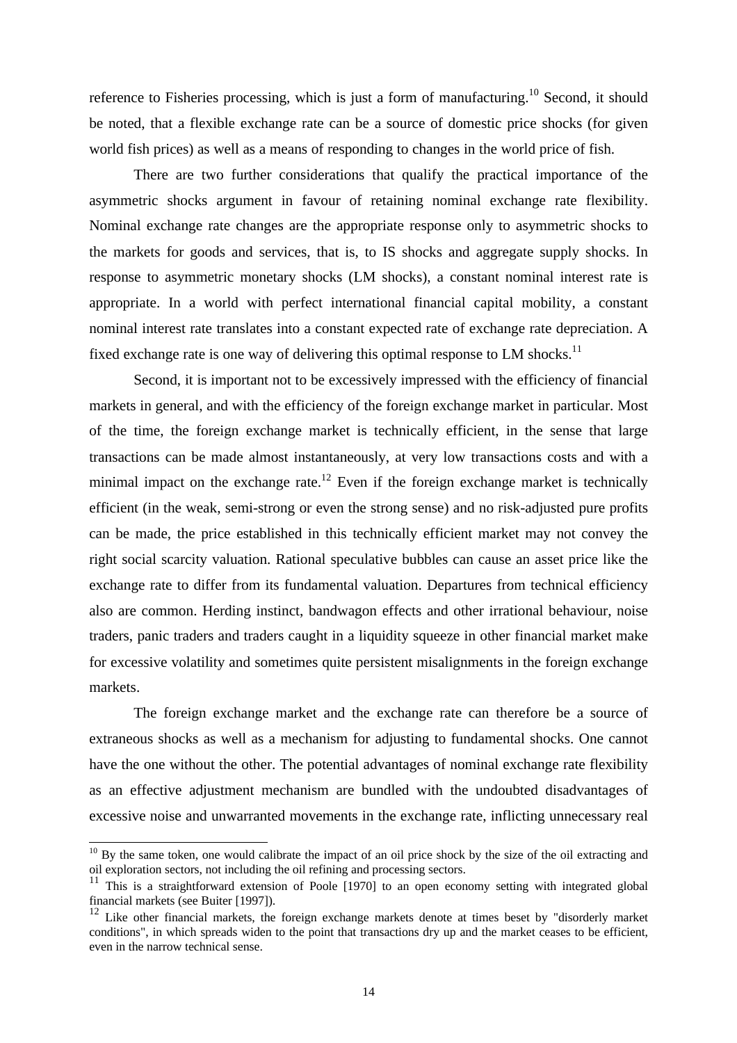reference to Fisheries processing, which is just a form of manufacturing.[10] Second, it should be noted, that a flexible exchange rate can be a source of domestic price shocks (for given world fish prices) as well as a means of responding to changes in the world price of fish.

There are two further considerations that qualify the practical importance of the asymmetric shocks argument in favour of retaining nominal exchange rate flexibility. Nominal exchange rate changes are the appropriate response only to asymmetric shocks to the markets for goods and services, that is, to IS shocks and aggregate supply shocks. In response to asymmetric monetary shocks (LM shocks), a constant nominal interest rate is appropriate. In a world with perfect international financial capital mobility, a constant nominal interest rate translates into a constant expected rate of exchange rate depreciation. A fixed exchange rate is one way of delivering this optimal response to LM shocks.[11]

Second, it is important not to be excessively impressed with the efficiency of financial markets in general, and with the efficiency of the foreign exchange market in particular. Most of the time, the foreign exchange market is technically efficient, in the sense that large transactions can be made almost instantaneously, at very low transactions costs and with a minimal impact on the exchange rate.[12] Even if the foreign exchange market is technically efficient (in the weak, semi-strong or even the strong sense) and no risk-adjusted pure profits can be made, the price established in this technically efficient market may not convey the right social scarcity valuation. Rational speculative bubbles can cause an asset price like the exchange rate to differ from its fundamental valuation. Departures from technical efficiency also are common. Herding instinct, bandwagon effects and other irrational behaviour, noise traders, panic traders and traders caught in a liquidity squeeze in other financial market make for excessive volatility and sometimes quite persistent misalignments in the foreign exchange markets.

The foreign exchange market and the exchange rate can therefore be a source of extraneous shocks as well as a mechanism for adjusting to fundamental shocks. One cannot have the one without the other. The potential advantages of nominal exchange rate flexibility as an effective adjustment mechanism are bundled with the undoubted disadvantages of excessive noise and unwarranted movements in the exchange rate, inflicting unnecessary real

---

[10] By the same token, one would calibrate the impact of an oil price shock by the size of the oil extracting and oil exploration sectors, not including the oil refining and processing sectors.

[11] This is a straightforward extension of Poole [1970] to an open economy setting with integrated global financial markets (see Buiter [1997]).

[12] Like other financial markets, the foreign exchange markets denote at times beset by "disorderly market conditions", in which spreads widen to the point that transactions dry up and the market ceases to be efficient, even in the narrow technical sense.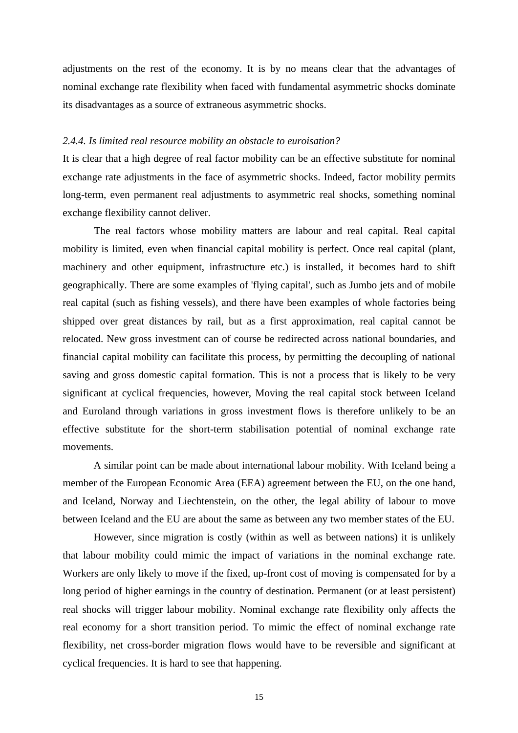adjustments on the rest of the economy. It is by no means clear that the advantages of nominal exchange rate flexibility when faced with fundamental asymmetric shocks dominate its disadvantages as a source of extraneous asymmetric shocks.

### *2.4.4. Is limited real resource mobility an obstacle to euroisation?*

It is clear that a high degree of real factor mobility can be an effective substitute for nominal exchange rate adjustments in the face of asymmetric shocks. Indeed, factor mobility permits long-term, even permanent real adjustments to asymmetric real shocks, something nominal exchange flexibility cannot deliver.

The real factors whose mobility matters are labour and real capital. Real capital mobility is limited, even when financial capital mobility is perfect. Once real capital (plant, machinery and other equipment, infrastructure etc.) is installed, it becomes hard to shift geographically. There are some examples of 'flying capital', such as Jumbo jets and of mobile real capital (such as fishing vessels), and there have been examples of whole factories being shipped over great distances by rail, but as a first approximation, real capital cannot be relocated. New gross investment can of course be redirected across national boundaries, and financial capital mobility can facilitate this process, by permitting the decoupling of national saving and gross domestic capital formation. This is not a process that is likely to be very significant at cyclical frequencies, however, Moving the real capital stock between Iceland and Euroland through variations in gross investment flows is therefore unlikely to be an effective substitute for the short-term stabilisation potential of nominal exchange rate movements.

A similar point can be made about international labour mobility. With Iceland being a member of the European Economic Area (EEA) agreement between the EU, on the one hand, and Iceland, Norway and Liechtenstein, on the other, the legal ability of labour to move between Iceland and the EU are about the same as between any two member states of the EU.

However, since migration is costly (within as well as between nations) it is unlikely that labour mobility could mimic the impact of variations in the nominal exchange rate. Workers are only likely to move if the fixed, up-front cost of moving is compensated for by a long period of higher earnings in the country of destination. Permanent (or at least persistent) real shocks will trigger labour mobility. Nominal exchange rate flexibility only affects the real economy for a short transition period. To mimic the effect of nominal exchange rate flexibility, net cross-border migration flows would have to be reversible and significant at cyclical frequencies. It is hard to see that happening.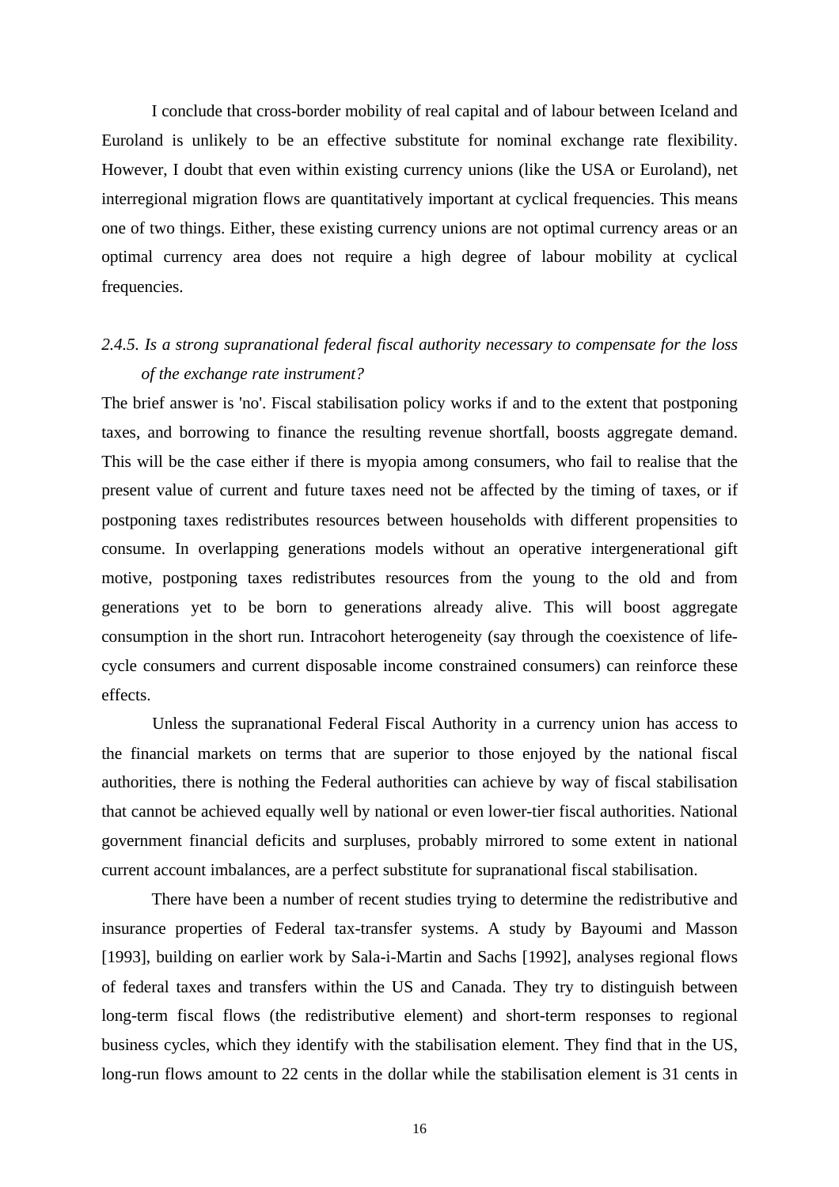I conclude that cross-border mobility of real capital and of labour between Iceland and Euroland is unlikely to be an effective substitute for nominal exchange rate flexibility. However, I doubt that even within existing currency unions (like the USA or Euroland), net interregional migration flows are quantitatively important at cyclical frequencies. This means one of two things. Either, these existing currency unions are not optimal currency areas or an optimal currency area does not require a high degree of labour mobility at cyclical frequencies.

### *2.4.5. Is a strong supranational federal fiscal authority necessary to compensate for the loss of the exchange rate instrument?*

The brief answer is 'no'. Fiscal stabilisation policy works if and to the extent that postponing taxes, and borrowing to finance the resulting revenue shortfall, boosts aggregate demand. This will be the case either if there is myopia among consumers, who fail to realise that the present value of current and future taxes need not be affected by the timing of taxes, or if postponing taxes redistributes resources between households with different propensities to consume. In overlapping generations models without an operative intergenerational gift motive, postponing taxes redistributes resources from the young to the old and from generations yet to be born to generations already alive. This will boost aggregate consumption in the short run. Intracohort heterogeneity (say through the coexistence of life-cycle consumers and current disposable income constrained consumers) can reinforce these effects.

Unless the supranational Federal Fiscal Authority in a currency union has access to the financial markets on terms that are superior to those enjoyed by the national fiscal authorities, there is nothing the Federal authorities can achieve by way of fiscal stabilisation that cannot be achieved equally well by national or even lower-tier fiscal authorities. National government financial deficits and surpluses, probably mirrored to some extent in national current account imbalances, are a perfect substitute for supranational fiscal stabilisation.

There have been a number of recent studies trying to determine the redistributive and insurance properties of Federal tax-transfer systems. A study by Bayoumi and Masson [1993], building on earlier work by Sala-i-Martin and Sachs [1992], analyses regional flows of federal taxes and transfers within the US and Canada. They try to distinguish between long-term fiscal flows (the redistributive element) and short-term responses to regional business cycles, which they identify with the stabilisation element. They find that in the US, long-run flows amount to 22 cents in the dollar while the stabilisation element is 31 cents in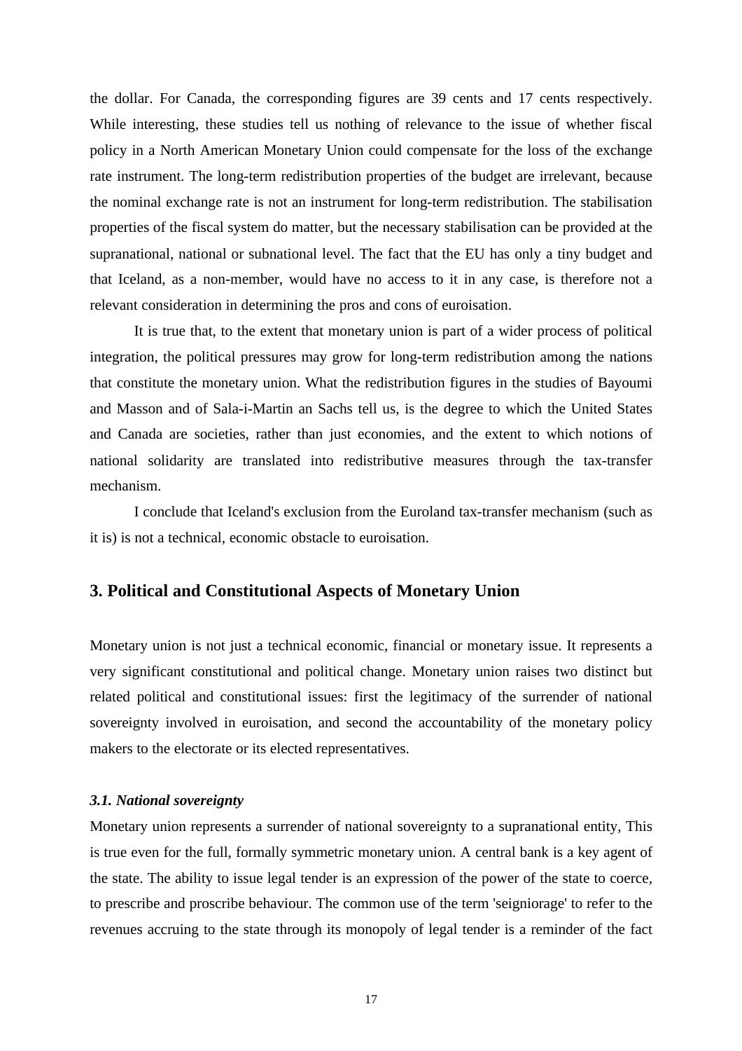the dollar. For Canada, the corresponding figures are 39 cents and 17 cents respectively. While interesting, these studies tell us nothing of relevance to the issue of whether fiscal policy in a North American Monetary Union could compensate for the loss of the exchange rate instrument. The long-term redistribution properties of the budget are irrelevant, because the nominal exchange rate is not an instrument for long-term redistribution. The stabilisation properties of the fiscal system do matter, but the necessary stabilisation can be provided at the supranational, national or subnational level. The fact that the EU has only a tiny budget and that Iceland, as a non-member, would have no access to it in any case, is therefore not a relevant consideration in determining the pros and cons of euroisation.

It is true that, to the extent that monetary union is part of a wider process of political integration, the political pressures may grow for long-term redistribution among the nations that constitute the monetary union. What the redistribution figures in the studies of Bayoumi and Masson and of Sala-i-Martin an Sachs tell us, is the degree to which the United States and Canada are societies, rather than just economies, and the extent to which notions of national solidarity are translated into redistributive measures through the tax-transfer mechanism.

I conclude that Iceland's exclusion from the Euroland tax-transfer mechanism (such as it is) is not a technical, economic obstacle to euroisation.

## 3. Political and Constitutional Aspects of Monetary Union

Monetary union is not just a technical economic, financial or monetary issue. It represents a very significant constitutional and political change. Monetary union raises two distinct but related political and constitutional issues: first the legitimacy of the surrender of national sovereignty involved in euroisation, and second the accountability of the monetary policy makers to the electorate or its elected representatives.

### *3.1. National sovereignty*

Monetary union represents a surrender of national sovereignty to a supranational entity, This is true even for the full, formally symmetric monetary union. A central bank is a key agent of the state. The ability to issue legal tender is an expression of the power of the state to coerce, to prescribe and proscribe behaviour. The common use of the term 'seigniorage' to refer to the revenues accruing to the state through its monopoly of legal tender is a reminder of the fact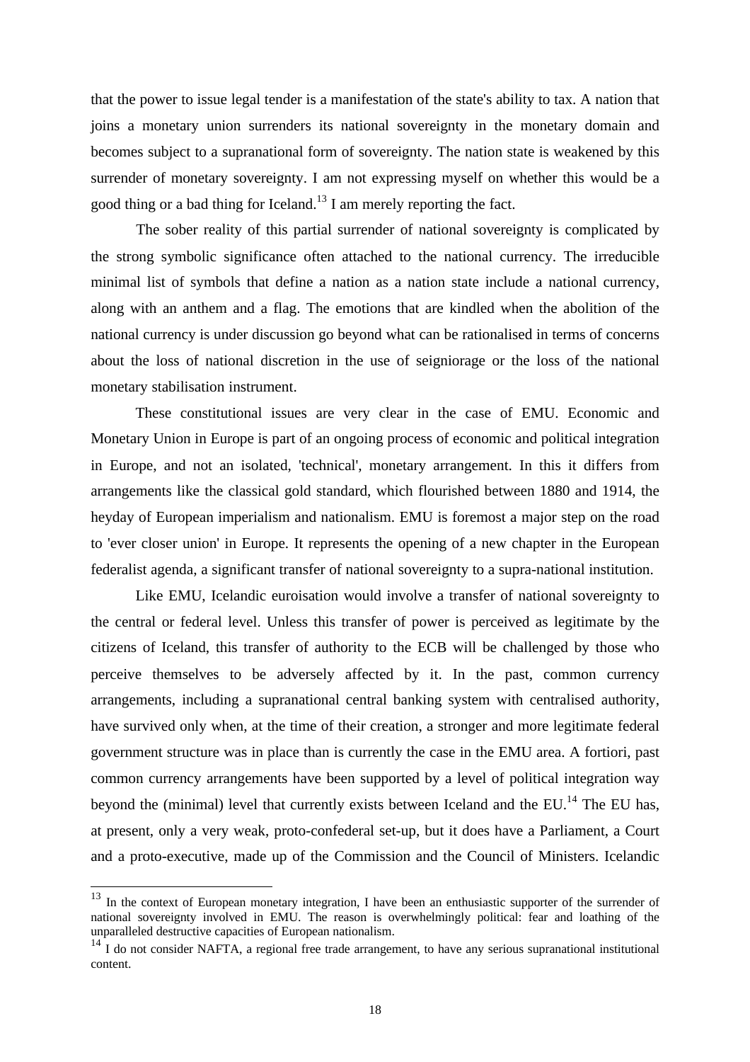that the power to issue legal tender is a manifestation of the state's ability to tax. A nation that joins a monetary union surrenders its national sovereignty in the monetary domain and becomes subject to a supranational form of sovereignty. The nation state is weakened by this surrender of monetary sovereignty. I am not expressing myself on whether this would be a good thing or a bad thing for Iceland.[13] I am merely reporting the fact.

The sober reality of this partial surrender of national sovereignty is complicated by the strong symbolic significance often attached to the national currency. The irreducible minimal list of symbols that define a nation as a nation state include a national currency, along with an anthem and a flag. The emotions that are kindled when the abolition of the national currency is under discussion go beyond what can be rationalised in terms of concerns about the loss of national discretion in the use of seigniorage or the loss of the national monetary stabilisation instrument.

These constitutional issues are very clear in the case of EMU. Economic and Monetary Union in Europe is part of an ongoing process of economic and political integration in Europe, and not an isolated, 'technical', monetary arrangement. In this it differs from arrangements like the classical gold standard, which flourished between 1880 and 1914, the heyday of European imperialism and nationalism. EMU is foremost a major step on the road to 'ever closer union' in Europe. It represents the opening of a new chapter in the European federalist agenda, a significant transfer of national sovereignty to a supra-national institution.

Like EMU, Icelandic euroisation would involve a transfer of national sovereignty to the central or federal level. Unless this transfer of power is perceived as legitimate by the citizens of Iceland, this transfer of authority to the ECB will be challenged by those who perceive themselves to be adversely affected by it. In the past, common currency arrangements, including a supranational central banking system with centralised authority, have survived only when, at the time of their creation, a stronger and more legitimate federal government structure was in place than is currently the case in the EMU area. A fortiori, past common currency arrangements have been supported by a level of political integration way beyond the (minimal) level that currently exists between Iceland and the EU.[14] The EU has, at present, only a very weak, proto-confederal set-up, but it does have a Parliament, a Court and a proto-executive, made up of the Commission and the Council of Ministers. Icelandic

---

[13] In the context of European monetary integration, I have been an enthusiastic supporter of the surrender of national sovereignty involved in EMU. The reason is overwhelmingly political: fear and loathing of the unparalleled destructive capacities of European nationalism.

[14] I do not consider NAFTA, a regional free trade arrangement, to have any serious supranational institutional content.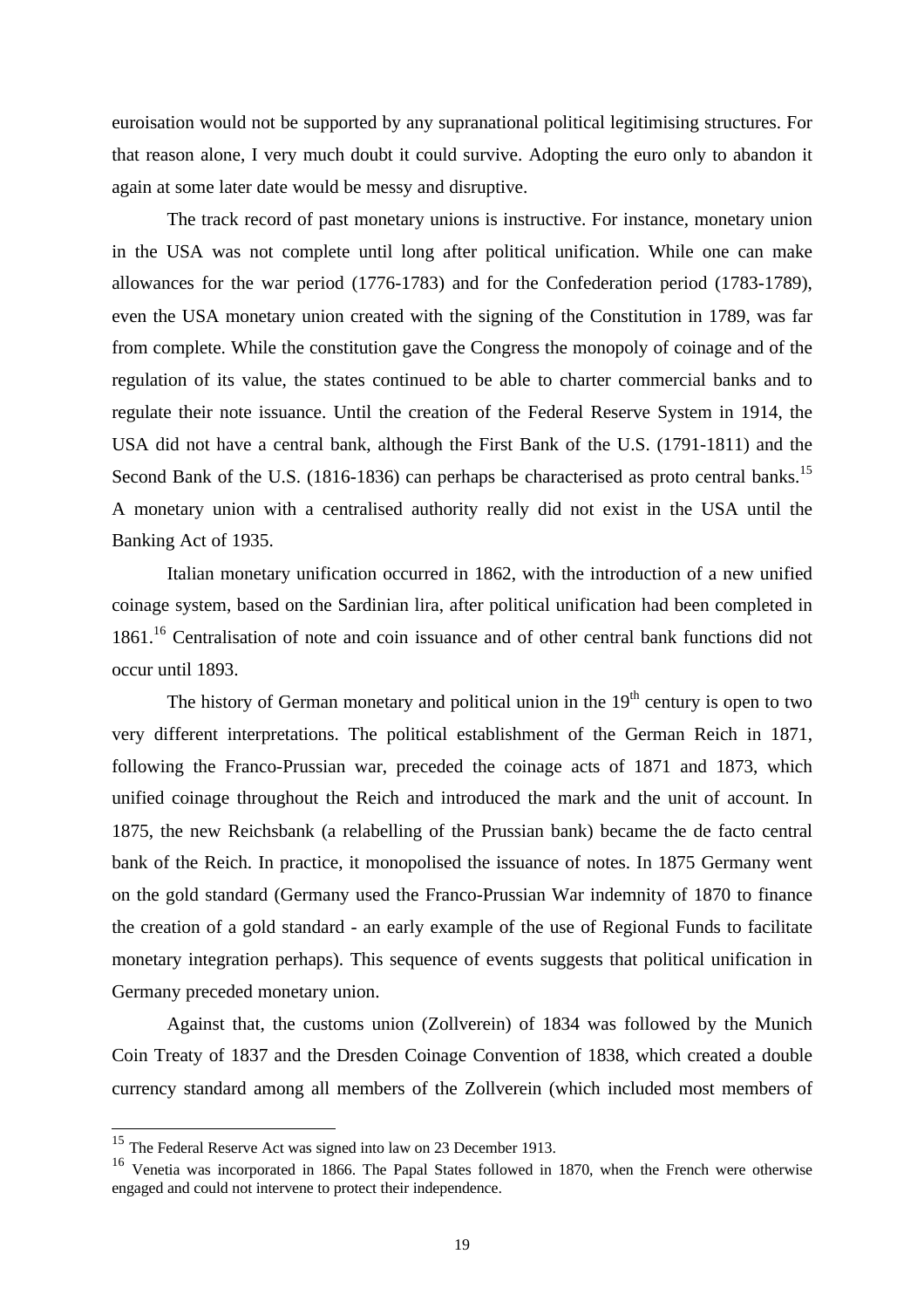euroisation would not be supported by any supranational political legitimising structures. For that reason alone, I very much doubt it could survive. Adopting the euro only to abandon it again at some later date would be messy and disruptive.

The track record of past monetary unions is instructive. For instance, monetary union in the USA was not complete until long after political unification. While one can make allowances for the war period (1776-1783) and for the Confederation period (1783-1789), even the USA monetary union created with the signing of the Constitution in 1789, was far from complete. While the constitution gave the Congress the monopoly of coinage and of the regulation of its value, the states continued to be able to charter commercial banks and to regulate their note issuance. Until the creation of the Federal Reserve System in 1914, the USA did not have a central bank, although the First Bank of the U.S. (1791-1811) and the Second Bank of the U.S. (1816-1836) can perhaps be characterised as proto central banks.[15] A monetary union with a centralised authority really did not exist in the USA until the Banking Act of 1935.

Italian monetary unification occurred in 1862, with the introduction of a new unified coinage system, based on the Sardinian lira, after political unification had been completed in 1861.[16] Centralisation of note and coin issuance and of other central bank functions did not occur until 1893.

The history of German monetary and political union in the 19th century is open to two very different interpretations. The political establishment of the German Reich in 1871, following the Franco-Prussian war, preceded the coinage acts of 1871 and 1873, which unified coinage throughout the Reich and introduced the mark and the unit of account. In 1875, the new Reichsbank (a relabelling of the Prussian bank) became the de facto central bank of the Reich. In practice, it monopolised the issuance of notes. In 1875 Germany went on the gold standard (Germany used the Franco-Prussian War indemnity of 1870 to finance the creation of a gold standard - an early example of the use of Regional Funds to facilitate monetary integration perhaps). This sequence of events suggests that political unification in Germany preceded monetary union.

Against that, the customs union (Zollverein) of 1834 was followed by the Munich Coin Treaty of 1837 and the Dresden Coinage Convention of 1838, which created a double currency standard among all members of the Zollverein (which included most members of

---

[15] The Federal Reserve Act was signed into law on 23 December 1913.

[16] Venetia was incorporated in 1866. The Papal States followed in 1870, when the French were otherwise engaged and could not intervene to protect their independence.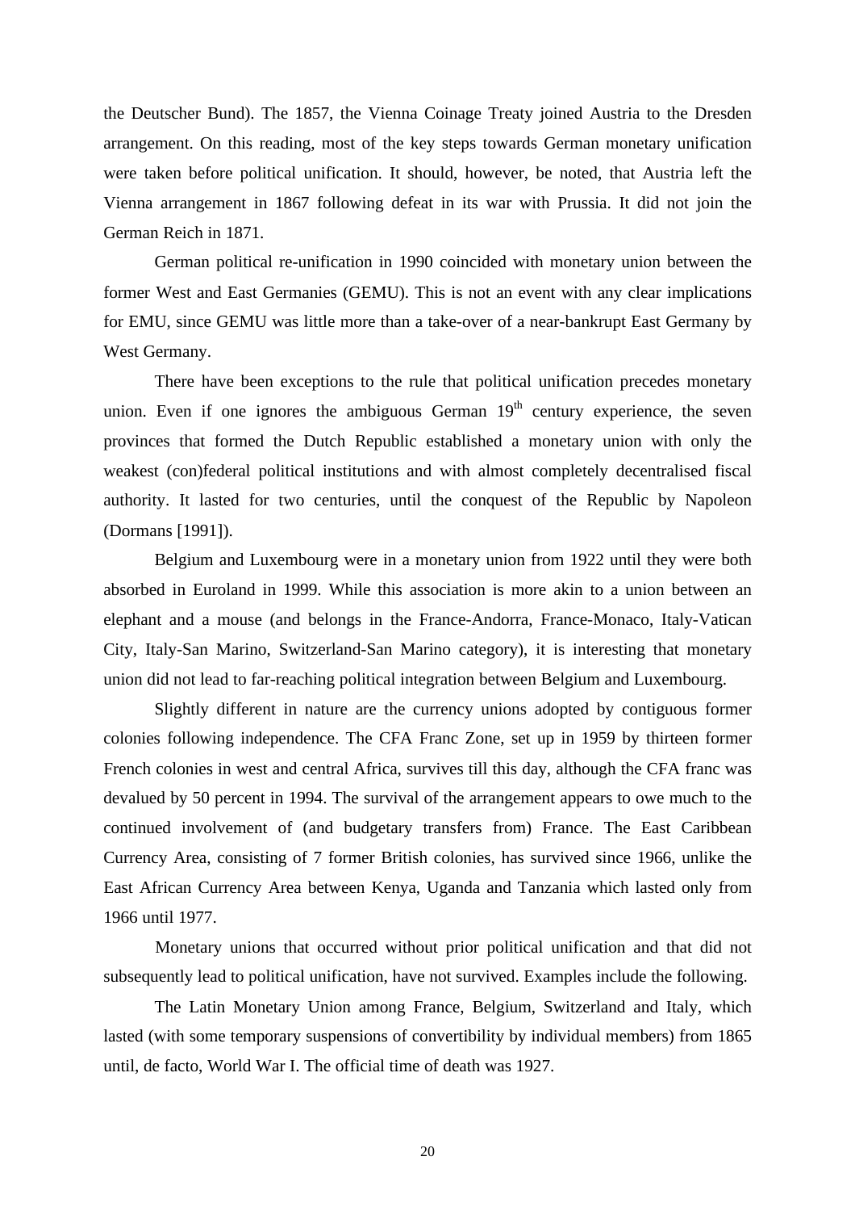the Deutscher Bund). The 1857, the Vienna Coinage Treaty joined Austria to the Dresden arrangement. On this reading, most of the key steps towards German monetary unification were taken before political unification. It should, however, be noted, that Austria left the Vienna arrangement in 1867 following defeat in its war with Prussia. It did not join the German Reich in 1871.

German political re-unification in 1990 coincided with monetary union between the former West and East Germanies (GEMU). This is not an event with any clear implications for EMU, since GEMU was little more than a take-over of a near-bankrupt East Germany by West Germany.

There have been exceptions to the rule that political unification precedes monetary union. Even if one ignores the ambiguous German 19th century experience, the seven provinces that formed the Dutch Republic established a monetary union with only the weakest (con)federal political institutions and with almost completely decentralised fiscal authority. It lasted for two centuries, until the conquest of the Republic by Napoleon (Dormans [1991]).

Belgium and Luxembourg were in a monetary union from 1922 until they were both absorbed in Euroland in 1999. While this association is more akin to a union between an elephant and a mouse (and belongs in the France-Andorra, France-Monaco, Italy-Vatican City, Italy-San Marino, Switzerland-San Marino category), it is interesting that monetary union did not lead to far-reaching political integration between Belgium and Luxembourg.

Slightly different in nature are the currency unions adopted by contiguous former colonies following independence. The CFA Franc Zone, set up in 1959 by thirteen former French colonies in west and central Africa, survives till this day, although the CFA franc was devalued by 50 percent in 1994. The survival of the arrangement appears to owe much to the continued involvement of (and budgetary transfers from) France. The East Caribbean Currency Area, consisting of 7 former British colonies, has survived since 1966, unlike the East African Currency Area between Kenya, Uganda and Tanzania which lasted only from 1966 until 1977.

Monetary unions that occurred without prior political unification and that did not subsequently lead to political unification, have not survived. Examples include the following.

The Latin Monetary Union among France, Belgium, Switzerland and Italy, which lasted (with some temporary suspensions of convertibility by individual members) from 1865 until, de facto, World War I. The official time of death was 1927.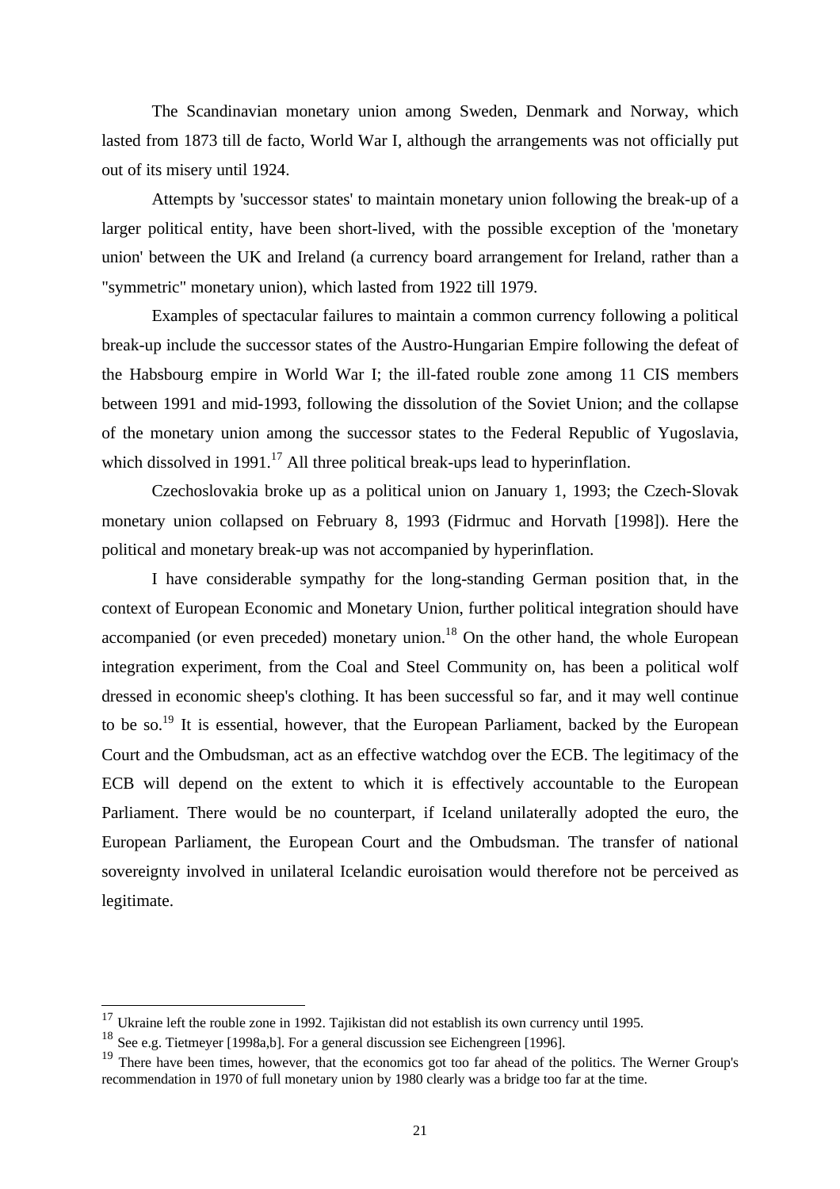The Scandinavian monetary union among Sweden, Denmark and Norway, which lasted from 1873 till de facto, World War I, although the arrangements was not officially put out of its misery until 1924.

Attempts by 'successor states' to maintain monetary union following the break-up of a larger political entity, have been short-lived, with the possible exception of the 'monetary union' between the UK and Ireland (a currency board arrangement for Ireland, rather than a "symmetric" monetary union), which lasted from 1922 till 1979.

Examples of spectacular failures to maintain a common currency following a political break-up include the successor states of the Austro-Hungarian Empire following the defeat of the Habsbourg empire in World War I; the ill-fated rouble zone among 11 CIS members between 1991 and mid-1993, following the dissolution of the Soviet Union; and the collapse of the monetary union among the successor states to the Federal Republic of Yugoslavia, which dissolved in 1991.[17] All three political break-ups lead to hyperinflation.

Czechoslovakia broke up as a political union on January 1, 1993; the Czech-Slovak monetary union collapsed on February 8, 1993 (Fidrmuc and Horvath [1998]). Here the political and monetary break-up was not accompanied by hyperinflation.

I have considerable sympathy for the long-standing German position that, in the context of European Economic and Monetary Union, further political integration should have accompanied (or even preceded) monetary union.[18] On the other hand, the whole European integration experiment, from the Coal and Steel Community on, has been a political wolf dressed in economic sheep's clothing. It has been successful so far, and it may well continue to be so.[19] It is essential, however, that the European Parliament, backed by the European Court and the Ombudsman, act as an effective watchdog over the ECB. The legitimacy of the ECB will depend on the extent to which it is effectively accountable to the European Parliament. There would be no counterpart, if Iceland unilaterally adopted the euro, the European Parliament, the European Court and the Ombudsman. The transfer of national sovereignty involved in unilateral Icelandic euroisation would therefore not be perceived as legitimate.

---

[17] Ukraine left the rouble zone in 1992. Tajikistan did not establish its own currency until 1995.

[18] See e.g. Tietmeyer [1998a,b]. For a general discussion see Eichengreen [1996].

[19] There have been times, however, that the economics got too far ahead of the politics. The Werner Group's recommendation in 1970 of full monetary union by 1980 clearly was a bridge too far at the time.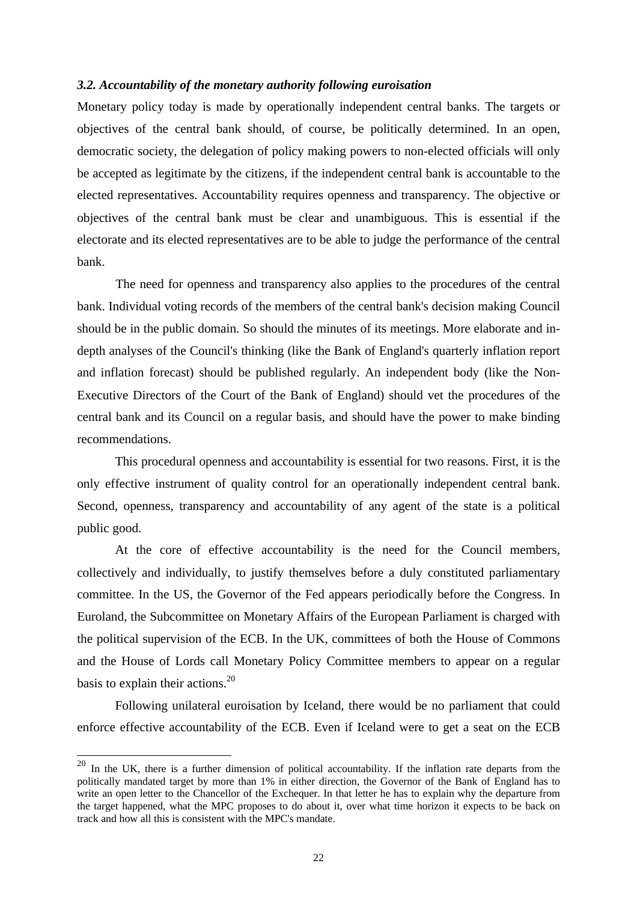### *3.2. Accountability of the monetary authority following euroisation*

Monetary policy today is made by operationally independent central banks. The targets or objectives of the central bank should, of course, be politically determined. In an open, democratic society, the delegation of policy making powers to non-elected officials will only be accepted as legitimate by the citizens, if the independent central bank is accountable to the elected representatives. Accountability requires openness and transparency. The objective or objectives of the central bank must be clear and unambiguous. This is essential if the electorate and its elected representatives are to be able to judge the performance of the central bank.

The need for openness and transparency also applies to the procedures of the central bank. Individual voting records of the members of the central bank's decision making Council should be in the public domain. So should the minutes of its meetings. More elaborate and in-depth analyses of the Council's thinking (like the Bank of England's quarterly inflation report and inflation forecast) should be published regularly. An independent body (like the Non-Executive Directors of the Court of the Bank of England) should vet the procedures of the central bank and its Council on a regular basis, and should have the power to make binding recommendations.

This procedural openness and accountability is essential for two reasons. First, it is the only effective instrument of quality control for an operationally independent central bank. Second, openness, transparency and accountability of any agent of the state is a political public good.

At the core of effective accountability is the need for the Council members, collectively and individually, to justify themselves before a duly constituted parliamentary committee. In the US, the Governor of the Fed appears periodically before the Congress. In Euroland, the Subcommittee on Monetary Affairs of the European Parliament is charged with the political supervision of the ECB. In the UK, committees of both the House of Commons and the House of Lords call Monetary Policy Committee members to appear on a regular basis to explain their actions.[20]

Following unilateral euroisation by Iceland, there would be no parliament that could enforce effective accountability of the ECB. Even if Iceland were to get a seat on the ECB

---

[20] In the UK, there is a further dimension of political accountability. If the inflation rate departs from the politically mandated target by more than 1% in either direction, the Governor of the Bank of England has to write an open letter to the Chancellor of the Exchequer. In that letter he has to explain why the departure from the target happened, what the MPC proposes to do about it, over what time horizon it expects to be back on track and how all this is consistent with the MPC's mandate.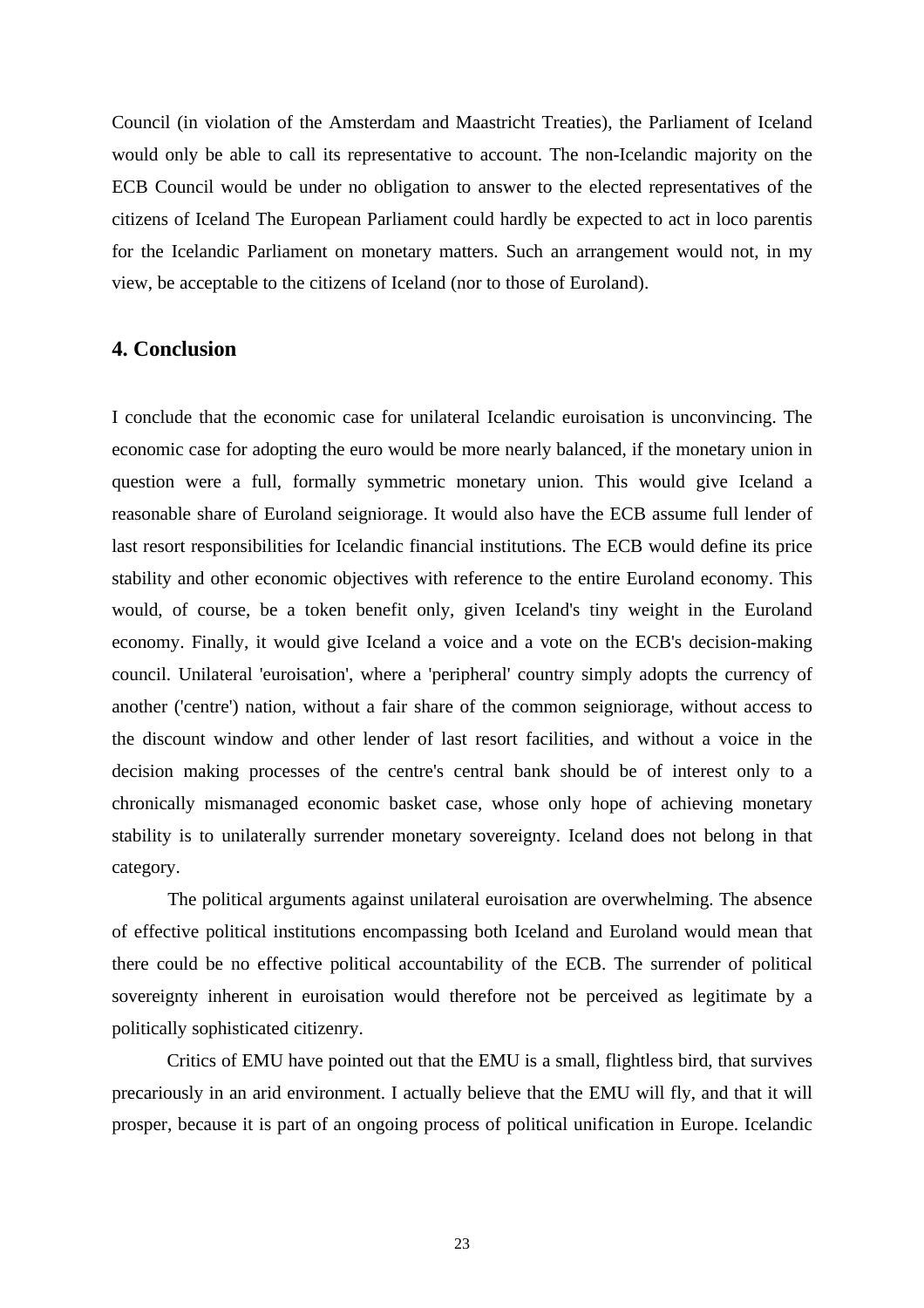Council (in violation of the Amsterdam and Maastricht Treaties), the Parliament of Iceland would only be able to call its representative to account. The non-Icelandic majority on the ECB Council would be under no obligation to answer to the elected representatives of the citizens of Iceland The European Parliament could hardly be expected to act in loco parentis for the Icelandic Parliament on monetary matters. Such an arrangement would not, in my view, be acceptable to the citizens of Iceland (nor to those of Euroland).

## 4. Conclusion

I conclude that the economic case for unilateral Icelandic euroisation is unconvincing. The economic case for adopting the euro would be more nearly balanced, if the monetary union in question were a full, formally symmetric monetary union. This would give Iceland a reasonable share of Euroland seigniorage. It would also have the ECB assume full lender of last resort responsibilities for Icelandic financial institutions. The ECB would define its price stability and other economic objectives with reference to the entire Euroland economy. This would, of course, be a token benefit only, given Iceland's tiny weight in the Euroland economy. Finally, it would give Iceland a voice and a vote on the ECB's decision-making council. Unilateral 'euroisation', where a 'peripheral' country simply adopts the currency of another ('centre') nation, without a fair share of the common seigniorage, without access to the discount window and other lender of last resort facilities, and without a voice in the decision making processes of the centre's central bank should be of interest only to a chronically mismanaged economic basket case, whose only hope of achieving monetary stability is to unilaterally surrender monetary sovereignty. Iceland does not belong in that category.

The political arguments against unilateral euroisation are overwhelming. The absence of effective political institutions encompassing both Iceland and Euroland would mean that there could be no effective political accountability of the ECB. The surrender of political sovereignty inherent in euroisation would therefore not be perceived as legitimate by a politically sophisticated citizenry.

Critics of EMU have pointed out that the EMU is a small, flightless bird, that survives precariously in an arid environment. I actually believe that the EMU will fly, and that it will prosper, because it is part of an ongoing process of political unification in Europe. Icelandic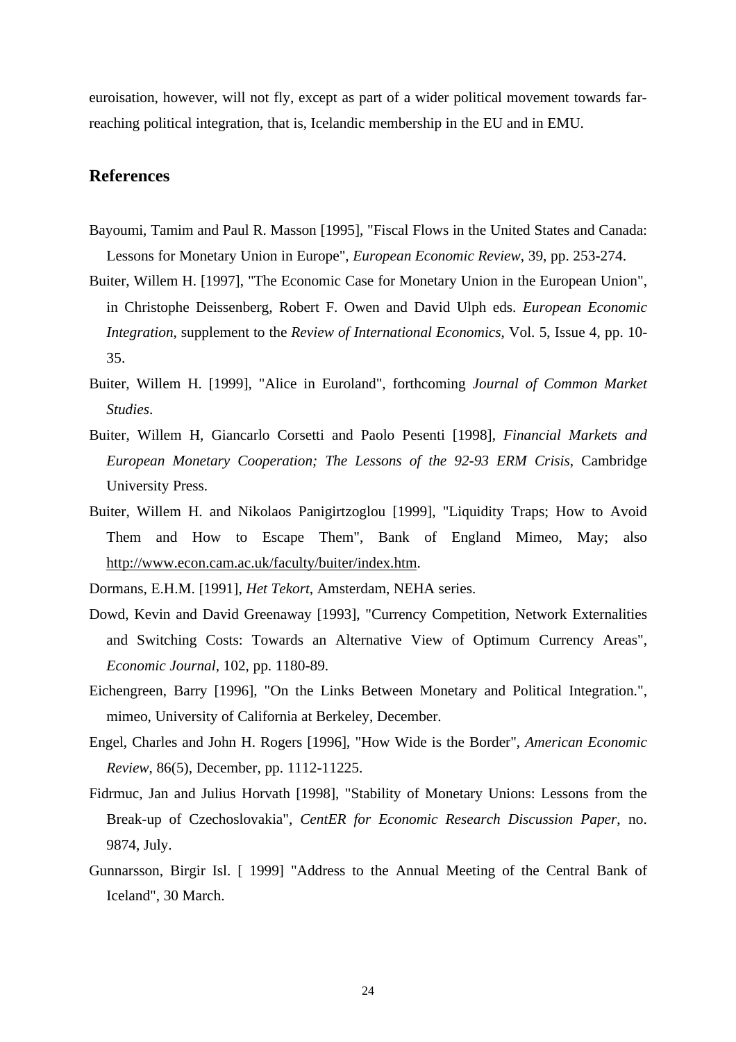euroisation, however, will not fly, except as part of a wider political movement towards far-reaching political integration, that is, Icelandic membership in the EU and in EMU.

## References

Bayoumi, Tamim and Paul R. Masson [1995], "Fiscal Flows in the United States and Canada: Lessons for Monetary Union in Europe", *European Economic Review*, 39, pp. 253-274.

Buiter, Willem H. [1997], "The Economic Case for Monetary Union in the European Union", in Christophe Deissenberg, Robert F. Owen and David Ulph eds. *European Economic Integration*, supplement to the *Review of International Economics*, Vol. 5, Issue 4, pp. 10-35.

Buiter, Willem H. [1999], "Alice in Euroland", forthcoming *Journal of Common Market Studies*.

Buiter, Willem H, Giancarlo Corsetti and Paolo Pesenti [1998], *Financial Markets and European Monetary Cooperation; The Lessons of the 92-93 ERM Crisis*, Cambridge University Press.

Buiter, Willem H. and Nikolaos Panigirtzoglou [1999], "Liquidity Traps; How to Avoid Them and How to Escape Them", Bank of England Mimeo, May; also http://www.econ.cam.ac.uk/faculty/buiter/index.htm.

Dormans, E.H.M. [1991], *Het Tekort*, Amsterdam, NEHA series.

Dowd, Kevin and David Greenaway [1993], "Currency Competition, Network Externalities and Switching Costs: Towards an Alternative View of Optimum Currency Areas", *Economic Journal*, 102, pp. 1180-89.

Eichengreen, Barry [1996], "On the Links Between Monetary and Political Integration.", mimeo, University of California at Berkeley, December.

Engel, Charles and John H. Rogers [1996], "How Wide is the Border", *American Economic Review*, 86(5), December, pp. 1112-11225.

Fidrmuc, Jan and Julius Horvath [1998], "Stability of Monetary Unions: Lessons from the Break-up of Czechoslovakia", *CentER for Economic Research Discussion Paper*, no. 9874, July.

Gunnarsson, Birgir Isl. [ 1999] "Address to the Annual Meeting of the Central Bank of Iceland", 30 March.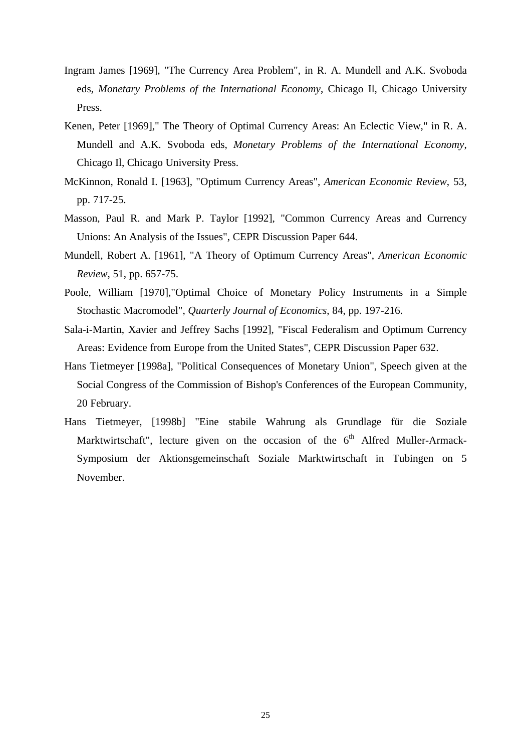Ingram James [1969], "The Currency Area Problem", in R. A. Mundell and A.K. Svoboda eds, *Monetary Problems of the International Economy*, Chicago Il, Chicago University Press.

Kenen, Peter [1969]," The Theory of Optimal Currency Areas: An Eclectic View," in R. A. Mundell and A.K. Svoboda eds, *Monetary Problems of the International Economy*, Chicago Il, Chicago University Press.

McKinnon, Ronald I. [1963], "Optimum Currency Areas", *American Economic Review*, 53, pp. 717-25.

Masson, Paul R. and Mark P. Taylor [1992], "Common Currency Areas and Currency Unions: An Analysis of the Issues", CEPR Discussion Paper 644.

Mundell, Robert A. [1961], "A Theory of Optimum Currency Areas", *American Economic Review*, 51, pp. 657-75.

Poole, William [1970],"Optimal Choice of Monetary Policy Instruments in a Simple Stochastic Macromodel", *Quarterly Journal of Economics*, 84, pp. 197-216.

Sala-i-Martin, Xavier and Jeffrey Sachs [1992], "Fiscal Federalism and Optimum Currency Areas: Evidence from Europe from the United States", CEPR Discussion Paper 632.

Hans Tietmeyer [1998a], "Political Consequences of Monetary Union", Speech given at the Social Congress of the Commission of Bishop's Conferences of the European Community, 20 February.

Hans Tietmeyer, [1998b] "Eine stabile Wahrung als Grundlage für die Soziale Marktwirtschaft", lecture given on the occasion of the 6th Alfred Muller-Armack-Symposium der Aktionsgemeinschaft Soziale Marktwirtschaft in Tubingen on 5 November.